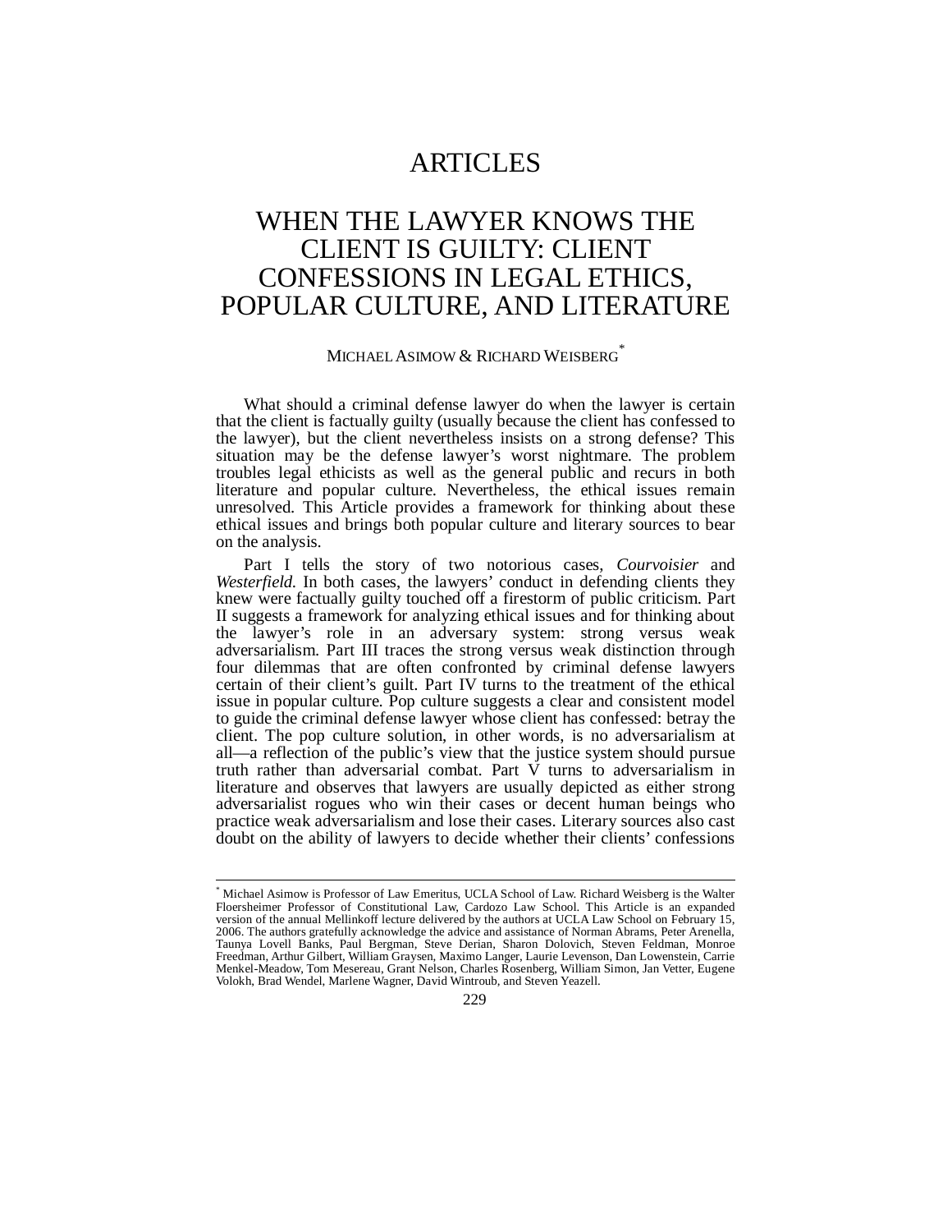# ARTICLES

# WHEN THE LAWYER KNOWS THE CLIENT IS GUILTY: CLIENT CONFESSIONS IN LEGAL ETHICS, POPULAR CULTURE, AND LITERATURE

MICHAEL ASIMOW & RICHARD WEISBERG[*]

What should a criminal defense lawyer do when the lawyer is certain that the client is factually guilty (usually because the client has confessed to the lawyer), but the client nevertheless insists on a strong defense? This situation may be the defense lawyer's worst nightmare. The problem troubles legal ethicists as well as the general public and recurs in both literature and popular culture. Nevertheless, the ethical issues remain unresolved. This Article provides a framework for thinking about these ethical issues and brings both popular culture and literary sources to bear on the analysis.

Part I tells the story of two notorious cases, *Courvoisier* and *Westerfield*. In both cases, the lawyers' conduct in defending clients they knew were factually guilty touched off a firestorm of public criticism. Part II suggests a framework for analyzing ethical issues and for thinking about the lawyer's role in an adversary system: strong versus weak adversarialism. Part III traces the strong versus weak distinction through four dilemmas that are often confronted by criminal defense lawyers certain of their client's guilt. Part IV turns to the treatment of the ethical issue in popular culture. Pop culture suggests a clear and consistent model to guide the criminal defense lawyer whose client has confessed: betray the client. The pop culture solution, in other words, is no adversarialism at all—a reflection of the public's view that the justice system should pursue truth rather than adversarial combat. Part V turns to adversarialism in literature and observes that lawyers are usually depicted as either strong adversarialist rogues who win their cases or decent human beings who practice weak adversarialism and lose their cases. Literary sources also cast doubt on the ability of lawyers to decide whether their clients' confessions

---

[*] Michael Asimow is Professor of Law Emeritus, UCLA School of Law. Richard Weisberg is the Walter Floersheimer Professor of Constitutional Law, Cardozo Law School. This Article is an expanded version of the annual Mellinkoff lecture delivered by the authors at UCLA Law School on February 15, 2006. The authors gratefully acknowledge the advice and assistance of Norman Abrams, Peter Arenella, Taunya Lovell Banks, Paul Bergman, Steve Derian, Sharon Dolovich, Steven Feldman, Monroe Freedman, Arthur Gilbert, William Graysen, Maximo Langer, Laurie Levenson, Dan Lowenstein, Carrie Menkel-Meadow, Tom Mesereau, Grant Nelson, Charles Rosenberg, William Simon, Jan Vetter, Eugene Volokh, Brad Wendel, Marlene Wagner, David Wintroub, and Steven Yeazell.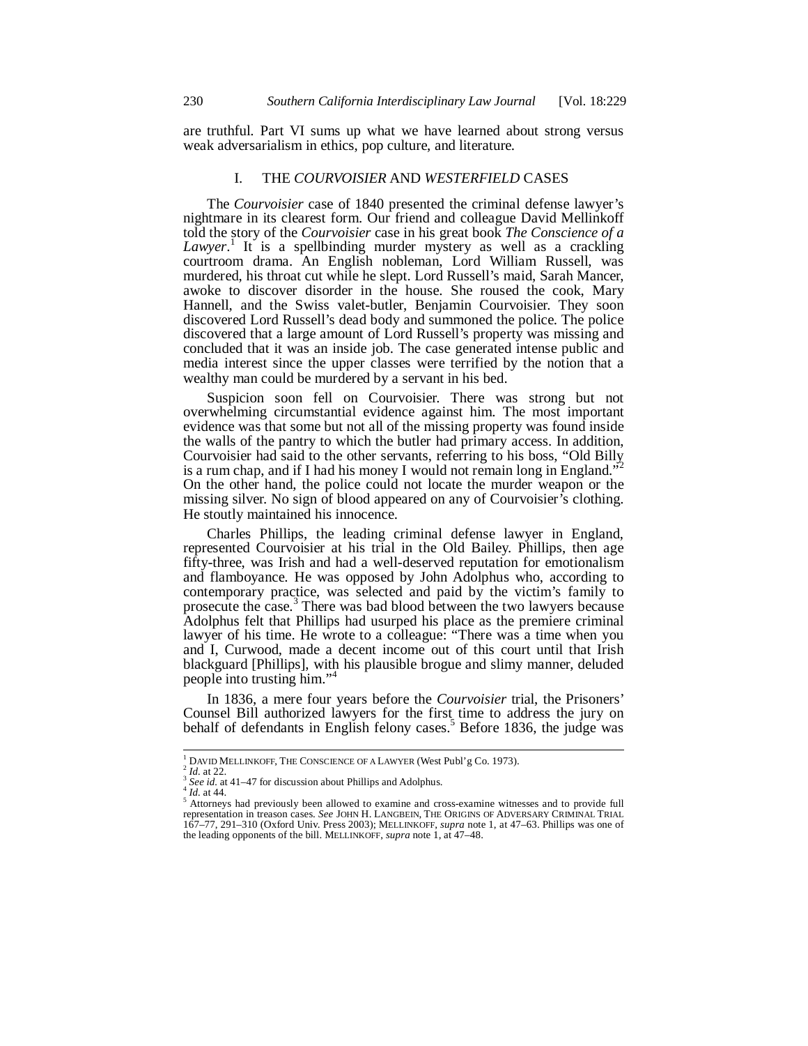are truthful. Part VI sums up what we have learned about strong versus weak adversarialism in ethics, pop culture, and literature.

## I. THE *COURVOISIER* AND *WESTERFIELD* CASES

The *Courvoisier* case of 1840 presented the criminal defense lawyer's nightmare in its clearest form. Our friend and colleague David Mellinkoff told the story of the *Courvoisier* case in his great book *The Conscience of a Lawyer*.[1] It is a spellbinding murder mystery as well as a crackling courtroom drama. An English nobleman, Lord William Russell, was murdered, his throat cut while he slept. Lord Russell's maid, Sarah Mancer, awoke to discover disorder in the house. She roused the cook, Mary Hannell, and the Swiss valet-butler, Benjamin Courvoisier. They soon discovered Lord Russell's dead body and summoned the police. The police discovered that a large amount of Lord Russell's property was missing and concluded that it was an inside job. The case generated intense public and media interest since the upper classes were terrified by the notion that a wealthy man could be murdered by a servant in his bed.

Suspicion soon fell on Courvoisier. There was strong but not overwhelming circumstantial evidence against him. The most important evidence was that some but not all of the missing property was found inside the walls of the pantry to which the butler had primary access. In addition, Courvoisier had said to the other servants, referring to his boss, "Old Billy is a rum chap, and if I had his money I would not remain long in England."[2] On the other hand, the police could not locate the murder weapon or the missing silver. No sign of blood appeared on any of Courvoisier's clothing. He stoutly maintained his innocence.

Charles Phillips, the leading criminal defense lawyer in England, represented Courvoisier at his trial in the Old Bailey. Phillips, then age fifty-three, was Irish and had a well-deserved reputation for emotionalism and flamboyance. He was opposed by John Adolphus who, according to contemporary practice, was selected and paid by the victim's family to prosecute the case.[3] There was bad blood between the two lawyers because Adolphus felt that Phillips had usurped his place as the premiere criminal lawyer of his time. He wrote to a colleague: "There was a time when you and I, Curwood, made a decent income out of this court until that Irish blackguard [Phillips], with his plausible brogue and slimy manner, deluded people into trusting him."[4]

In 1836, a mere four years before the *Courvoisier* trial, the Prisoners' Counsel Bill authorized lawyers for the first time to address the jury on behalf of defendants in English felony cases.[5] Before 1836, the judge was

---

[1] DAVID MELLINKOFF, THE CONSCIENCE OF A LAWYER (West Publ'g Co. 1973).

[2] *Id.* at 22.

[3] *See id.* at 41–47 for discussion about Phillips and Adolphus.

[4] *Id.* at 44.

[5] Attorneys had previously been allowed to examine and cross-examine witnesses and to provide full representation in treason cases. *See* JOHN H. LANGBEIN, THE ORIGINS OF ADVERSARY CRIMINAL TRIAL 167–77, 291–310 (Oxford Univ. Press 2003); MELLINKOFF, *supra* note 1, at 47–63. Phillips was one of the leading opponents of the bill. MELLINKOFF, *supra* note 1, at 47–48.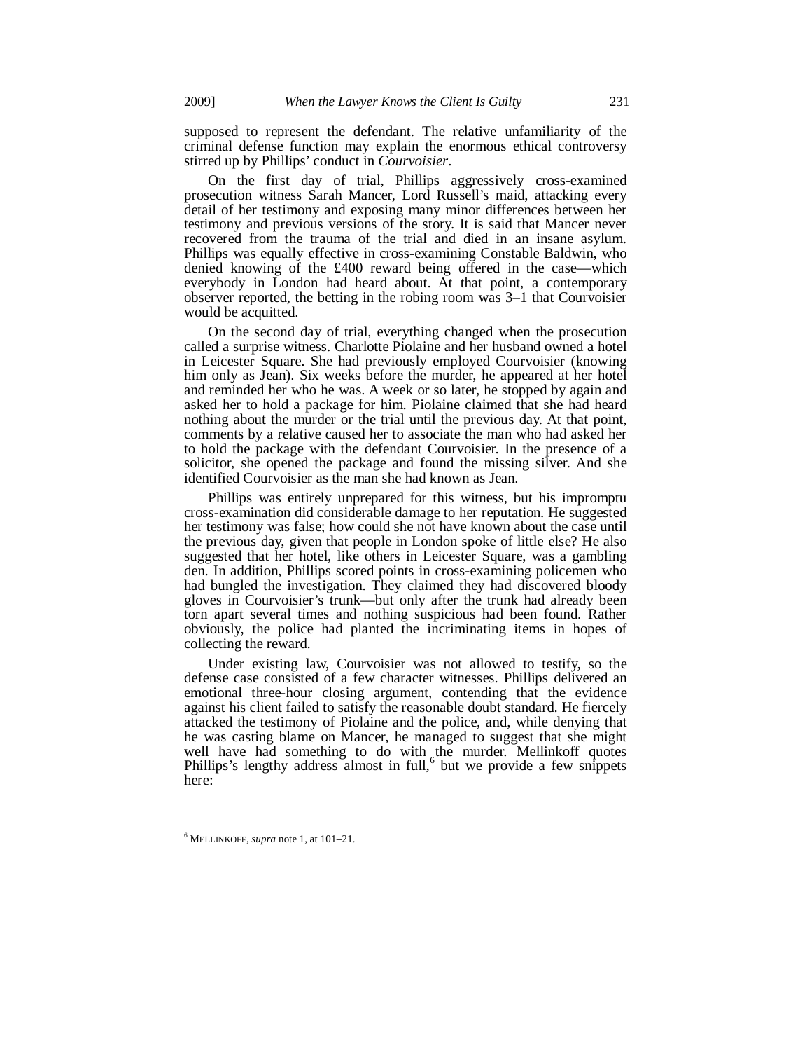supposed to represent the defendant. The relative unfamiliarity of the criminal defense function may explain the enormous ethical controversy stirred up by Phillips' conduct in *Courvoisier*.

On the first day of trial, Phillips aggressively cross-examined prosecution witness Sarah Mancer, Lord Russell's maid, attacking every detail of her testimony and exposing many minor differences between her testimony and previous versions of the story. It is said that Mancer never recovered from the trauma of the trial and died in an insane asylum. Phillips was equally effective in cross-examining Constable Baldwin, who denied knowing of the £400 reward being offered in the case—which everybody in London had heard about. At that point, a contemporary observer reported, the betting in the robing room was 3–1 that Courvoisier would be acquitted.

On the second day of trial, everything changed when the prosecution called a surprise witness. Charlotte Piolaine and her husband owned a hotel in Leicester Square. She had previously employed Courvoisier (knowing him only as Jean). Six weeks before the murder, he appeared at her hotel and reminded her who he was. A week or so later, he stopped by again and asked her to hold a package for him. Piolaine claimed that she had heard nothing about the murder or the trial until the previous day. At that point, comments by a relative caused her to associate the man who had asked her to hold the package with the defendant Courvoisier. In the presence of a solicitor, she opened the package and found the missing silver. And she identified Courvoisier as the man she had known as Jean.

Phillips was entirely unprepared for this witness, but his impromptu cross-examination did considerable damage to her reputation. He suggested her testimony was false; how could she not have known about the case until the previous day, given that people in London spoke of little else? He also suggested that her hotel, like others in Leicester Square, was a gambling den. In addition, Phillips scored points in cross-examining policemen who had bungled the investigation. They claimed they had discovered bloody gloves in Courvoisier's trunk—but only after the trunk had already been torn apart several times and nothing suspicious had been found. Rather obviously, the police had planted the incriminating items in hopes of collecting the reward.

Under existing law, Courvoisier was not allowed to testify, so the defense case consisted of a few character witnesses. Phillips delivered an emotional three-hour closing argument, contending that the evidence against his client failed to satisfy the reasonable doubt standard. He fiercely attacked the testimony of Piolaine and the police, and, while denying that he was casting blame on Mancer, he managed to suggest that she might well have had something to do with the murder. Mellinkoff quotes Phillips's lengthy address almost in full,[6] but we provide a few snippets here:

---

[6] MELLINKOFF, *supra* note 1, at 101–21.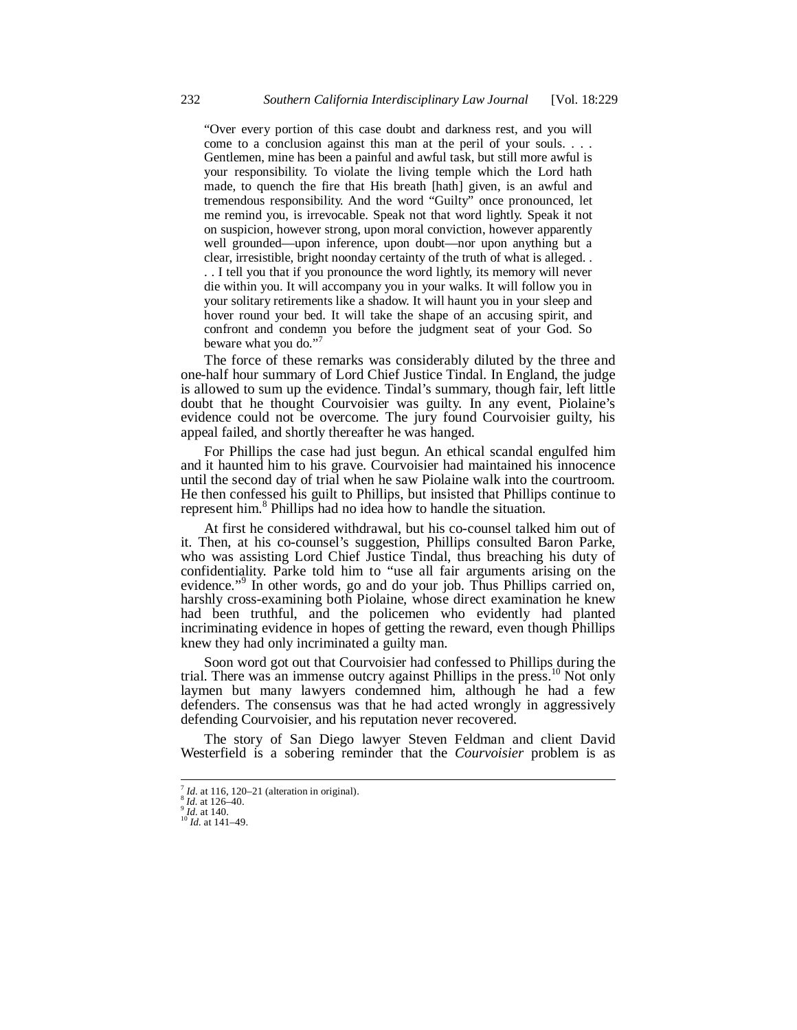> "Over every portion of this case doubt and darkness rest, and you will come to a conclusion against this man at the peril of your souls. . . . Gentlemen, mine has been a painful and awful task, but still more awful is your responsibility. To violate the living temple which the Lord hath made, to quench the fire that His breath [hath] given, is an awful and tremendous responsibility. And the word "Guilty" once pronounced, let me remind you, is irrevocable. Speak not that word lightly. Speak it not on suspicion, however strong, upon moral conviction, however apparently well grounded—upon inference, upon doubt—nor upon anything but a clear, irresistible, bright noonday certainty of the truth of what is alleged. . . . I tell you that if you pronounce the word lightly, its memory will never die within you. It will accompany you in your walks. It will follow you in your solitary retirements like a shadow. It will haunt you in your sleep and hover round your bed. It will take the shape of an accusing spirit, and confront and condemn you before the judgment seat of your God. So beware what you do."[7]

The force of these remarks was considerably diluted by the three and one-half hour summary of Lord Chief Justice Tindal. In England, the judge is allowed to sum up the evidence. Tindal's summary, though fair, left little doubt that he thought Courvoisier was guilty. In any event, Piolaine's evidence could not be overcome. The jury found Courvoisier guilty, his appeal failed, and shortly thereafter he was hanged.

For Phillips the case had just begun. An ethical scandal engulfed him and it haunted him to his grave. Courvoisier had maintained his innocence until the second day of trial when he saw Piolaine walk into the courtroom. He then confessed his guilt to Phillips, but insisted that Phillips continue to represent him.[8] Phillips had no idea how to handle the situation.

At first he considered withdrawal, but his co-counsel talked him out of it. Then, at his co-counsel's suggestion, Phillips consulted Baron Parke, who was assisting Lord Chief Justice Tindal, thus breaching his duty of confidentiality. Parke told him to "use all fair arguments arising on the evidence."[9] In other words, go and do your job. Thus Phillips carried on, harshly cross-examining both Piolaine, whose direct examination he knew had been truthful, and the policemen who evidently had planted incriminating evidence in hopes of getting the reward, even though Phillips knew they had only incriminated a guilty man.

Soon word got out that Courvoisier had confessed to Phillips during the trial. There was an immense outcry against Phillips in the press.[10] Not only laymen but many lawyers condemned him, although he had a few defenders. The consensus was that he had acted wrongly in aggressively defending Courvoisier, and his reputation never recovered.

The story of San Diego lawyer Steven Feldman and client David Westerfield is a sobering reminder that the *Courvoisier* problem is as

---

[7] *Id.* at 116, 120–21 (alteration in original).

[8] *Id.* at 126–40.

[9] *Id.* at 140.

[10] *Id.* at 141–49.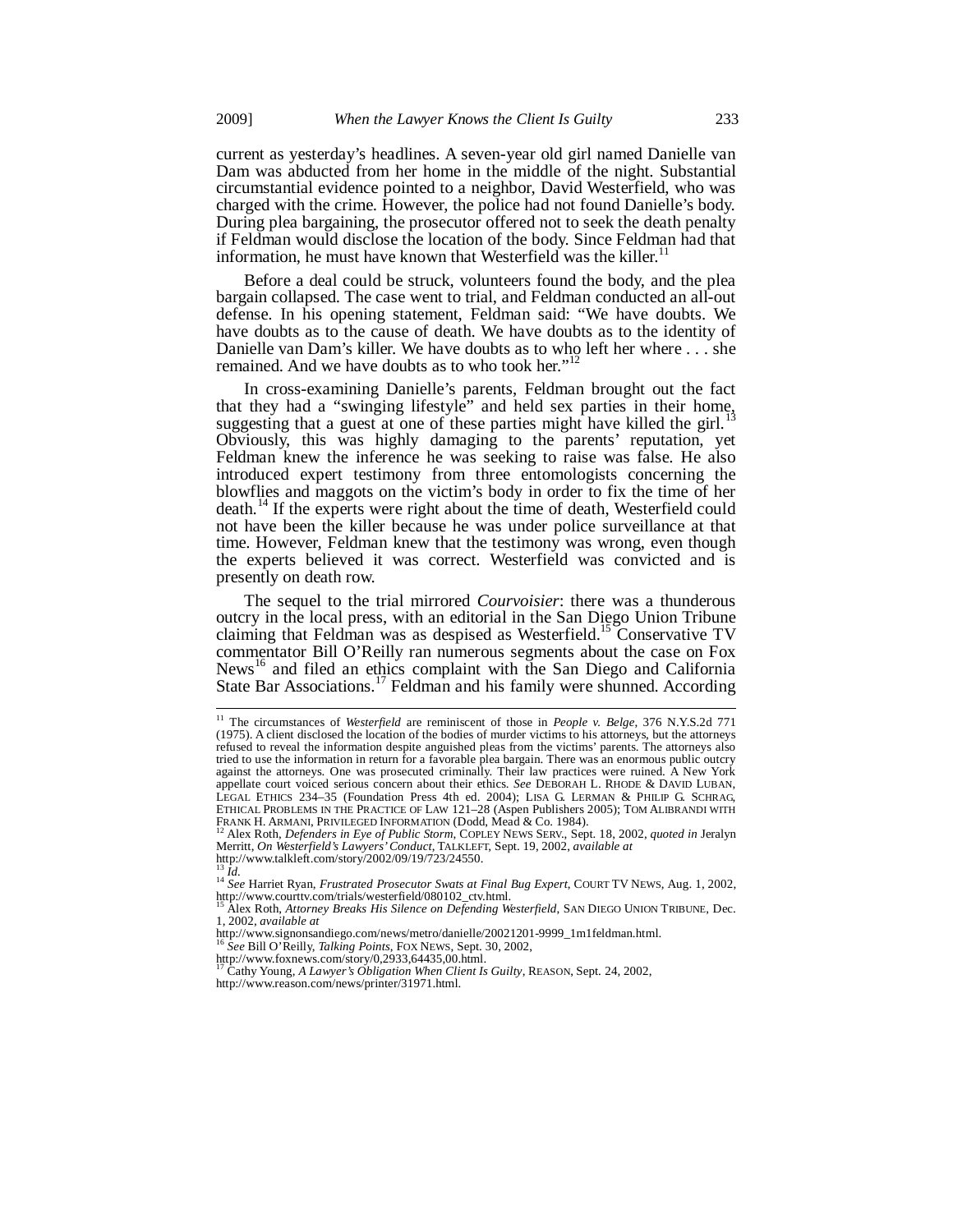current as yesterday's headlines. A seven-year old girl named Danielle van Dam was abducted from her home in the middle of the night. Substantial circumstantial evidence pointed to a neighbor, David Westerfield, who was charged with the crime. However, the police had not found Danielle's body. During plea bargaining, the prosecutor offered not to seek the death penalty if Feldman would disclose the location of the body. Since Feldman had that information, he must have known that Westerfield was the killer.[11]

Before a deal could be struck, volunteers found the body, and the plea bargain collapsed. The case went to trial, and Feldman conducted an all-out defense. In his opening statement, Feldman said: "We have doubts. We have doubts as to the cause of death. We have doubts as to the identity of Danielle van Dam's killer. We have doubts as to who left her where . . . she remained. And we have doubts as to who took her."[12]

In cross-examining Danielle's parents, Feldman brought out the fact that they had a "swinging lifestyle" and held sex parties in their home, suggesting that a guest at one of these parties might have killed the girl.[13] Obviously, this was highly damaging to the parents' reputation, yet Feldman knew the inference he was seeking to raise was false. He also introduced expert testimony from three entomologists concerning the blowflies and maggots on the victim's body in order to fix the time of her death.[14] If the experts were right about the time of death, Westerfield could not have been the killer because he was under police surveillance at that time. However, Feldman knew that the testimony was wrong, even though the experts believed it was correct. Westerfield was convicted and is presently on death row.

The sequel to the trial mirrored *Courvoisier*: there was a thunderous outcry in the local press, with an editorial in the San Diego Union Tribune claiming that Feldman was as despised as Westerfield.[15] Conservative TV commentator Bill O'Reilly ran numerous segments about the case on Fox News[16] and filed an ethics complaint with the San Diego and California State Bar Associations.[17] Feldman and his family were shunned. According

---

[11] The circumstances of *Westerfield* are reminiscent of those in *People v. Belge*, 376 N.Y.S.2d 771 (1975). A client disclosed the location of the bodies of murder victims to his attorneys, but the attorneys refused to reveal the information despite anguished pleas from the victims' parents. The attorneys also tried to use the information in return for a favorable plea bargain. There was an enormous public outcry against the attorneys. One was prosecuted criminally. Their law practices were ruined. A New York appellate court voiced serious concern about their ethics. *See* DEBORAH L. RHODE & DAVID LUBAN, LEGAL ETHICS 234–35 (Foundation Press 4th ed. 2004); LISA G. LERMAN & PHILIP G. SCHRAG, ETHICAL PROBLEMS IN THE PRACTICE OF LAW 121–28 (Aspen Publishers 2005); TOM ALIBRANDI WITH FRANK H. ARMANI, PRIVILEGED INFORMATION (Dodd, Mead & Co. 1984).

[12] Alex Roth, *Defenders in Eye of Public Storm*, COPLEY NEWS SERV., Sept. 18, 2002, *quoted in* Jeralyn Merritt, *On Westerfield's Lawyers' Conduct*, TALKLEFT, Sept. 19, 2002, *available at* http://www.talkleft.com/story/2002/09/19/723/24550.

[13] *Id.*

[14] *See* Harriet Ryan, *Frustrated Prosecutor Swats at Final Bug Expert*, COURT TV NEWS, Aug. 1, 2002, http://www.courttv.com/trials/westerfield/080102_ctv.html.

[15] Alex Roth, *Attorney Breaks His Silence on Defending Westerfield*, SAN DIEGO UNION TRIBUNE, Dec. 1, 2002, *available at* http://www.signonsandiego.com/news/metro/danielle/20021201-9999_1m1feldman.html.

[16] *See* Bill O'Reilly, *Talking Points*, FOX NEWS, Sept. 30, 2002, http://www.foxnews.com/story/0,2933,64435,00.html.

[17] Cathy Young, *A Lawyer's Obligation When Client Is Guilty*, REASON, Sept. 24, 2002, http://www.reason.com/news/printer/31971.html.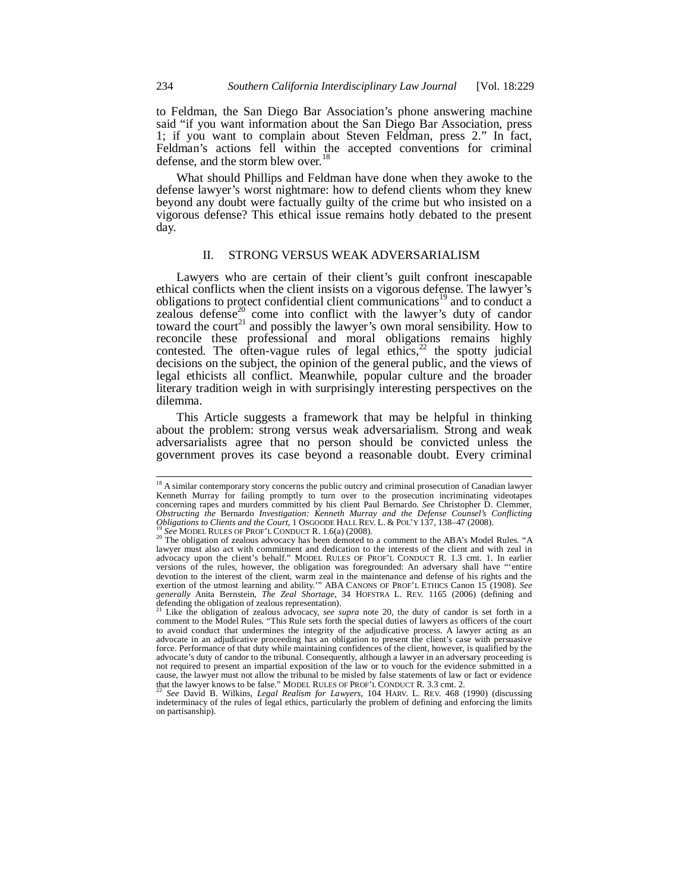to Feldman, the San Diego Bar Association's phone answering machine said "if you want information about the San Diego Bar Association, press 1; if you want to complain about Steven Feldman, press 2." In fact, Feldman's actions fell within the accepted conventions for criminal defense, and the storm blew over.[18]

What should Phillips and Feldman have done when they awoke to the defense lawyer's worst nightmare: how to defend clients whom they knew beyond any doubt were factually guilty of the crime but who insisted on a vigorous defense? This ethical issue remains hotly debated to the present day.

## II. STRONG VERSUS WEAK ADVERSARIALISM

Lawyers who are certain of their client's guilt confront inescapable ethical conflicts when the client insists on a vigorous defense. The lawyer's obligations to protect confidential client communications[19] and to conduct a zealous defense[20] come into conflict with the lawyer's duty of candor toward the court[21] and possibly the lawyer's own moral sensibility. How to reconcile these professional and moral obligations remains highly contested. The often-vague rules of legal ethics,[22] the spotty judicial decisions on the subject, the opinion of the general public, and the views of legal ethicists all conflict. Meanwhile, popular culture and the broader literary tradition weigh in with surprisingly interesting perspectives on the dilemma.

This Article suggests a framework that may be helpful in thinking about the problem: strong versus weak adversarialism. Strong and weak adversarialists agree that no person should be convicted unless the government proves its case beyond a reasonable doubt. Every criminal

---

[18] A similar contemporary story concerns the public outcry and criminal prosecution of Canadian lawyer Kenneth Murray for failing promptly to turn over to the prosecution incriminating videotapes concerning rapes and murders committed by his client Paul Bernardo. *See* Christopher D. Clemmer, *Obstructing the* Bernardo *Investigation: Kenneth Murray and the Defense Counsel's Conflicting Obligations to Clients and the Court*, 1 OSGOODE HALL REV. L. & POL'Y 137, 138–47 (2008).

[19] *See* MODEL RULES OF PROF'L CONDUCT R. 1.6(a) (2008).

[20] The obligation of zealous advocacy has been demoted to a comment to the ABA's Model Rules. "A lawyer must also act with commitment and dedication to the interests of the client and with zeal in advocacy upon the client's behalf." MODEL RULES OF PROF'L CONDUCT R. 1.3 cmt. 1. In earlier versions of the rules, however, the obligation was foregrounded: An adversary shall have "'entire devotion to the interest of the client, warm zeal in the maintenance and defense of his rights and the exertion of the utmost learning and ability.'" ABA CANONS OF PROF'L ETHICS Canon 15 (1908). *See generally* Anita Bernstein, *The Zeal Shortage*, 34 HOFSTRA L. REV. 1165 (2006) (defining and defending the obligation of zealous representation).

[21] Like the obligation of zealous advocacy, *see supra* note 20, the duty of candor is set forth in a comment to the Model Rules. "This Rule sets forth the special duties of lawyers as officers of the court to avoid conduct that undermines the integrity of the adjudicative process. A lawyer acting as an advocate in an adjudicative proceeding has an obligation to present the client's case with persuasive force. Performance of that duty while maintaining confidences of the client, however, is qualified by the advocate's duty of candor to the tribunal. Consequently, although a lawyer in an adversary proceeding is not required to present an impartial exposition of the law or to vouch for the evidence submitted in a cause, the lawyer must not allow the tribunal to be misled by false statements of law or fact or evidence that the lawyer knows to be false." MODEL RULES OF PROF'L CONDUCT R. 3.3 cmt. 2.

[22] *See* David B. Wilkins, *Legal Realism for Lawyers*, 104 HARV. L. REV. 468 (1990) (discussing indeterminacy of the rules of legal ethics, particularly the problem of defining and enforcing the limits on partisanship).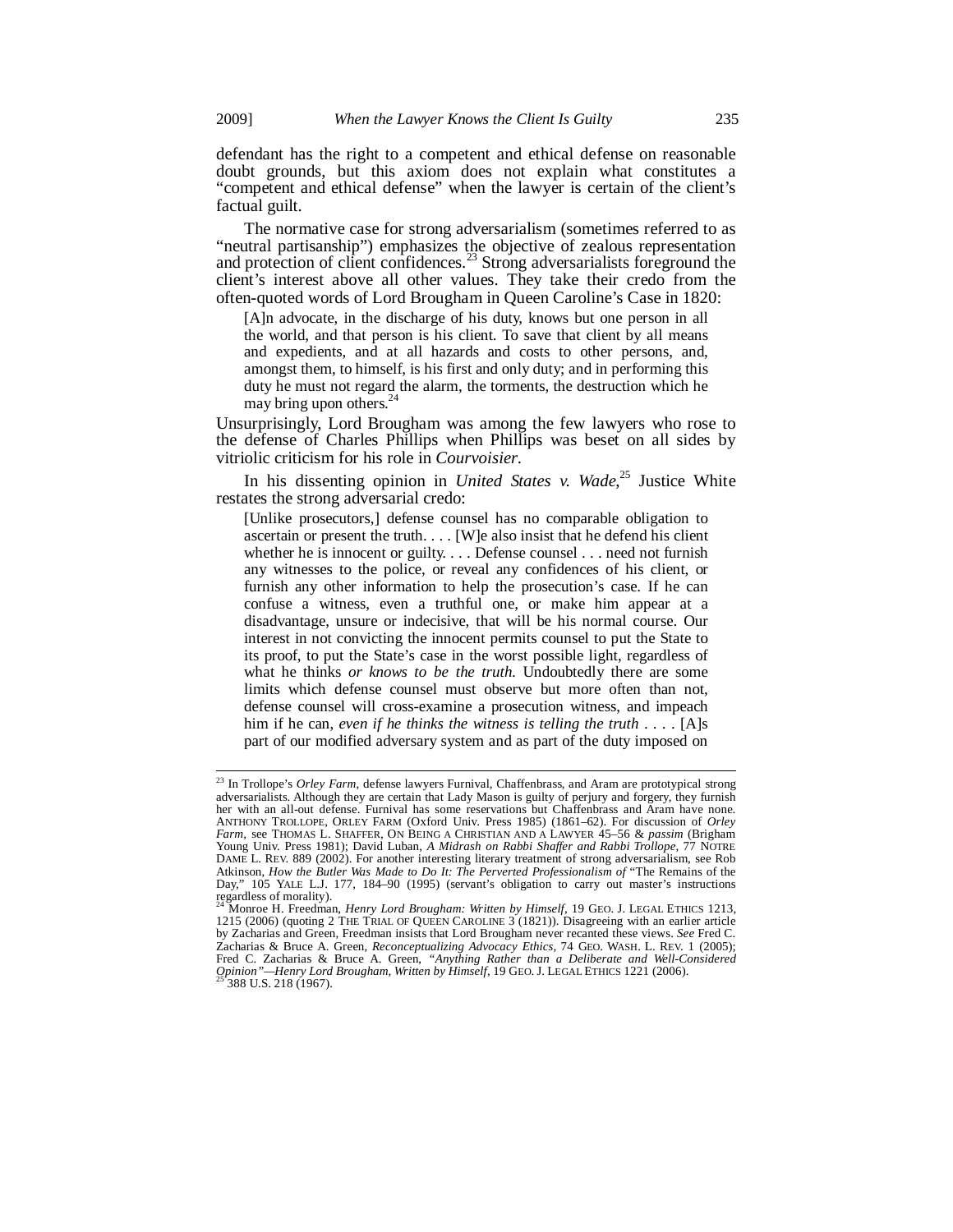defendant has the right to a competent and ethical defense on reasonable doubt grounds, but this axiom does not explain what constitutes a "competent and ethical defense" when the lawyer is certain of the client's factual guilt.

The normative case for strong adversarialism (sometimes referred to as "neutral partisanship") emphasizes the objective of zealous representation and protection of client confidences.[23] Strong adversarialists foreground the client's interest above all other values. They take their credo from the often-quoted words of Lord Brougham in Queen Caroline's Case in 1820:

> [A]n advocate, in the discharge of his duty, knows but one person in all the world, and that person is his client. To save that client by all means and expedients, and at all hazards and costs to other persons, and, amongst them, to himself, is his first and only duty; and in performing this duty he must not regard the alarm, the torments, the destruction which he may bring upon others.[24]

Unsurprisingly, Lord Brougham was among the few lawyers who rose to the defense of Charles Phillips when Phillips was beset on all sides by vitriolic criticism for his role in *Courvoisier*.

In his dissenting opinion in *United States v. Wade*,[25] Justice White restates the strong adversarial credo:

> [Unlike prosecutors,] defense counsel has no comparable obligation to ascertain or present the truth. . . . [W]e also insist that he defend his client whether he is innocent or guilty. . . . Defense counsel . . . need not furnish any witnesses to the police, or reveal any confidences of his client, or furnish any other information to help the prosecution's case. If he can confuse a witness, even a truthful one, or make him appear at a disadvantage, unsure or indecisive, that will be his normal course. Our interest in not convicting the innocent permits counsel to put the State to its proof, to put the State's case in the worst possible light, regardless of what he thinks *or knows to be the truth*. Undoubtedly there are some limits which defense counsel must observe but more often than not, defense counsel will cross-examine a prosecution witness, and impeach him if he can, *even if he thinks the witness is telling the truth* . . . . [A]s part of our modified adversary system and as part of the duty imposed on

---

[23] In Trollope's *Orley Farm*, defense lawyers Furnival, Chaffenbrass, and Aram are prototypical strong adversarialists. Although they are certain that Lady Mason is guilty of perjury and forgery, they furnish her with an all-out defense. Furnival has some reservations but Chaffenbrass and Aram have none. ANTHONY TROLLOPE, ORLEY FARM (Oxford Univ. Press 1985) (1861–62). For discussion of *Orley Farm*, see THOMAS L. SHAFFER, ON BEING A CHRISTIAN AND A LAWYER 45–56 & *passim* (Brigham Young Univ. Press 1981); David Luban, *A Midrash on Rabbi Shaffer and Rabbi Trollope*, 77 NOTRE DAME L. REV. 889 (2002). For another interesting literary treatment of strong adversarialism, see Rob Atkinson, *How the Butler Was Made to Do It: The Perverted Professionalism of* "The Remains of the Day," 105 YALE L.J. 177, 184–90 (1995) (servant's obligation to carry out master's instructions regardless of morality).

[24] Monroe H. Freedman, *Henry Lord Brougham: Written by Himself*, 19 GEO. J. LEGAL ETHICS 1213, 1215 (2006) (quoting 2 THE TRIAL OF QUEEN CAROLINE 3 (1821)). Disagreeing with an earlier article by Zacharias and Green, Freedman insists that Lord Brougham never recanted these views. *See* Fred C. Zacharias & Bruce A. Green, *Reconceptualizing Advocacy Ethics*, 74 GEO. WASH. L. REV. 1 (2005); Fred C. Zacharias & Bruce A. Green, *"Anything Rather than a Deliberate and Well-Considered Opinion"—Henry Lord Brougham, Written by Himself*, 19 GEO. J. LEGAL ETHICS 1221 (2006).

[25] 388 U.S. 218 (1967).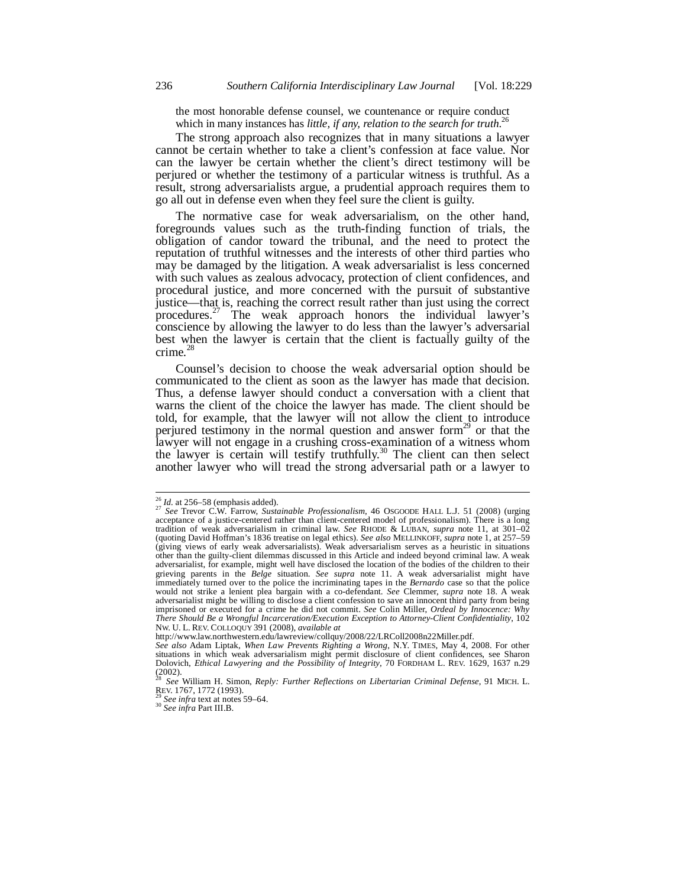the most honorable defense counsel, we countenance or require conduct which in many instances has *little, if any, relation to the search for truth*.[26]

The strong approach also recognizes that in many situations a lawyer cannot be certain whether to take a client's confession at face value. Nor can the lawyer be certain whether the client's direct testimony will be perjured or whether the testimony of a particular witness is truthful. As a result, strong adversarialists argue, a prudential approach requires them to go all out in defense even when they feel sure the client is guilty.

The normative case for weak adversarialism, on the other hand, foregrounds values such as the truth-finding function of trials, the obligation of candor toward the tribunal, and the need to protect the reputation of truthful witnesses and the interests of other third parties who may be damaged by the litigation. A weak adversarialist is less concerned with such values as zealous advocacy, protection of client confidences, and procedural justice, and more concerned with the pursuit of substantive justice—that is, reaching the correct result rather than just using the correct procedures.[27] The weak approach honors the individual lawyer's conscience by allowing the lawyer to do less than the lawyer's adversarial best when the lawyer is certain that the client is factually guilty of the crime.[28]

Counsel's decision to choose the weak adversarial option should be communicated to the client as soon as the lawyer has made that decision. Thus, a defense lawyer should conduct a conversation with a client that warns the client of the choice the lawyer has made. The client should be told, for example, that the lawyer will not allow the client to introduce perjured testimony in the normal question and answer form[29] or that the lawyer will not engage in a crushing cross-examination of a witness whom the lawyer is certain will testify truthfully.[30] The client can then select another lawyer who will tread the strong adversarial path or a lawyer to

---

[26] *Id.* at 256–58 (emphasis added).

[27] *See* Trevor C.W. Farrow, *Sustainable Professionalism*, 46 OSGOODE HALL L.J. 51 (2008) (urging acceptance of a justice-centered rather than client-centered model of professionalism). There is a long tradition of weak adversarialism in criminal law. *See* RHODE & LUBAN, *supra* note 11, at 301–02 (quoting David Hoffman's 1836 treatise on legal ethics). *See also* MELLINKOFF, *supra* note 1, at 257–59 (giving views of early weak adversarialists). Weak adversarialism serves as a heuristic in situations other than the guilty-client dilemmas discussed in this Article and indeed beyond criminal law. A weak adversarialist, for example, might well have disclosed the location of the bodies of the children to their grieving parents in the *Belge* situation. *See supra* note 11. A weak adversarialist might have immediately turned over to the police the incriminating tapes in the *Bernardo* case so that the police would not strike a lenient plea bargain with a co-defendant. *See* Clemmer, *supra* note 18. A weak adversarialist might be willing to disclose a client confession to save an innocent third party from being imprisoned or executed for a crime he did not commit. *See* Colin Miller, *Ordeal by Innocence: Why There Should Be a Wrongful Incarceration/Execution Exception to Attorney-Client Confidentiality*, 102 NW. U. L. REV. COLLOQUY 391 (2008), *available at* http://www.law.northwestern.edu/lawreview/collquy/2008/22/LRColl2008n22Miller.pdf. *See also* Adam Liptak, *When Law Prevents Righting a Wrong*, N.Y. TIMES, May 4, 2008. For other situations in which weak adversarialism might permit disclosure of client confidences, see Sharon Dolovich, *Ethical Lawyering and the Possibility of Integrity*, 70 FORDHAM L. REV. 1629, 1637 n.29 (2002).

[28] *See* William H. Simon, *Reply: Further Reflections on Libertarian Criminal Defense*, 91 MICH. L. REV. 1767, 1772 (1993).

[29] *See infra* text at notes 59–64.

[30] *See infra* Part III.B.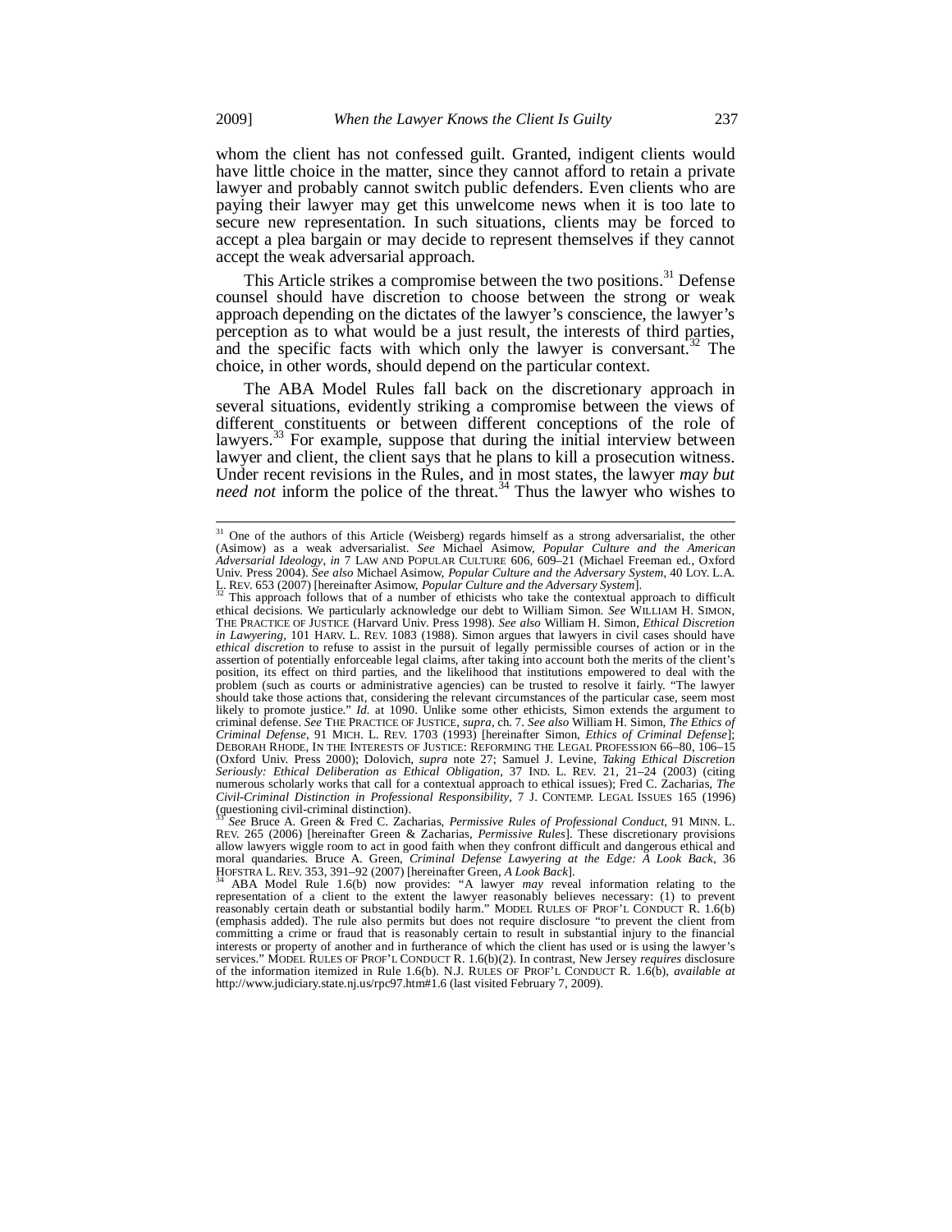whom the client has not confessed guilt. Granted, indigent clients would have little choice in the matter, since they cannot afford to retain a private lawyer and probably cannot switch public defenders. Even clients who are paying their lawyer may get this unwelcome news when it is too late to secure new representation. In such situations, clients may be forced to accept a plea bargain or may decide to represent themselves if they cannot accept the weak adversarial approach.

This Article strikes a compromise between the two positions.[31] Defense counsel should have discretion to choose between the strong or weak approach depending on the dictates of the lawyer's conscience, the lawyer's perception as to what would be a just result, the interests of third parties, and the specific facts with which only the lawyer is conversant.[32] The choice, in other words, should depend on the particular context.

The ABA Model Rules fall back on the discretionary approach in several situations, evidently striking a compromise between the views of different constituents or between different conceptions of the role of lawyers.[33] For example, suppose that during the initial interview between lawyer and client, the client says that he plans to kill a prosecution witness. Under recent revisions in the Rules, and in most states, the lawyer *may but need not* inform the police of the threat.[34] Thus the lawyer who wishes to

---

[31] One of the authors of this Article (Weisberg) regards himself as a strong adversarialist, the other (Asimow) as a weak adversarialist. *See* Michael Asimow, *Popular Culture and the American Adversarial Ideology*, *in* 7 LAW AND POPULAR CULTURE 606, 609–21 (Michael Freeman ed., Oxford Univ. Press 2004). *See also* Michael Asimow, *Popular Culture and the Adversary System*, 40 LOY. L.A. L. REV. 653 (2007) [hereinafter Asimow, *Popular Culture and the Adversary System*].

[32] This approach follows that of a number of ethicists who take the contextual approach to difficult ethical decisions. We particularly acknowledge our debt to William Simon. *See* WILLIAM H. SIMON, THE PRACTICE OF JUSTICE (Harvard Univ. Press 1998). *See also* William H. Simon, *Ethical Discretion in Lawyering*, 101 HARV. L. REV. 1083 (1988). Simon argues that lawyers in civil cases should have *ethical discretion* to refuse to assist in the pursuit of legally permissible courses of action or in the assertion of potentially enforceable legal claims, after taking into account both the merits of the client's position, its effect on third parties, and the likelihood that institutions empowered to deal with the problem (such as courts or administrative agencies) can be trusted to resolve it fairly. "The lawyer should take those actions that, considering the relevant circumstances of the particular case, seem most likely to promote justice." *Id.* at 1090. Unlike some other ethicists, Simon extends the argument to criminal defense. *See* THE PRACTICE OF JUSTICE, *supra*, ch. 7. *See also* William H. Simon, *The Ethics of Criminal Defense*, 91 MICH. L. REV. 1703 (1993) [hereinafter Simon, *Ethics of Criminal Defense*]; DEBORAH RHODE, IN THE INTERESTS OF JUSTICE: REFORMING THE LEGAL PROFESSION 66–80, 106–15 (Oxford Univ. Press 2000); Dolovich, *supra* note 27; Samuel J. Levine, *Taking Ethical Discretion Seriously: Ethical Deliberation as Ethical Obligation*, 37 IND. L. REV. 21, 21–24 (2003) (citing numerous scholarly works that call for a contextual approach to ethical issues); Fred C. Zacharias, *The Civil-Criminal Distinction in Professional Responsibility*, 7 J. CONTEMP. LEGAL ISSUES 165 (1996) (questioning civil-criminal distinction).

[33] *See* Bruce A. Green & Fred C. Zacharias, *Permissive Rules of Professional Conduct*, 91 MINN. L. REV. 265 (2006) [hereinafter Green & Zacharias, *Permissive Rules*]. These discretionary provisions allow lawyers wiggle room to act in good faith when they confront difficult and dangerous ethical and moral quandaries. Bruce A. Green, *Criminal Defense Lawyering at the Edge: A Look Back*, 36 HOFSTRA L. REV. 353, 391–92 (2007) [hereinafter Green, *A Look Back*].

[34] ABA Model Rule 1.6(b) now provides: "A lawyer *may* reveal information relating to the representation of a client to the extent the lawyer reasonably believes necessary: (1) to prevent reasonably certain death or substantial bodily harm." MODEL RULES OF PROF'L CONDUCT R. 1.6(b) (emphasis added). The rule also permits but does not require disclosure "to prevent the client from committing a crime or fraud that is reasonably certain to result in substantial injury to the financial interests or property of another and in furtherance of which the client has used or is using the lawyer's services." MODEL RULES OF PROF'L CONDUCT R. 1.6(b)(2). In contrast, New Jersey *requires* disclosure of the information itemized in Rule 1.6(b). N.J. RULES OF PROF'L CONDUCT R. 1.6(b), *available at* http://www.judiciary.state.nj.us/rpc97.htm#1.6 (last visited February 7, 2009).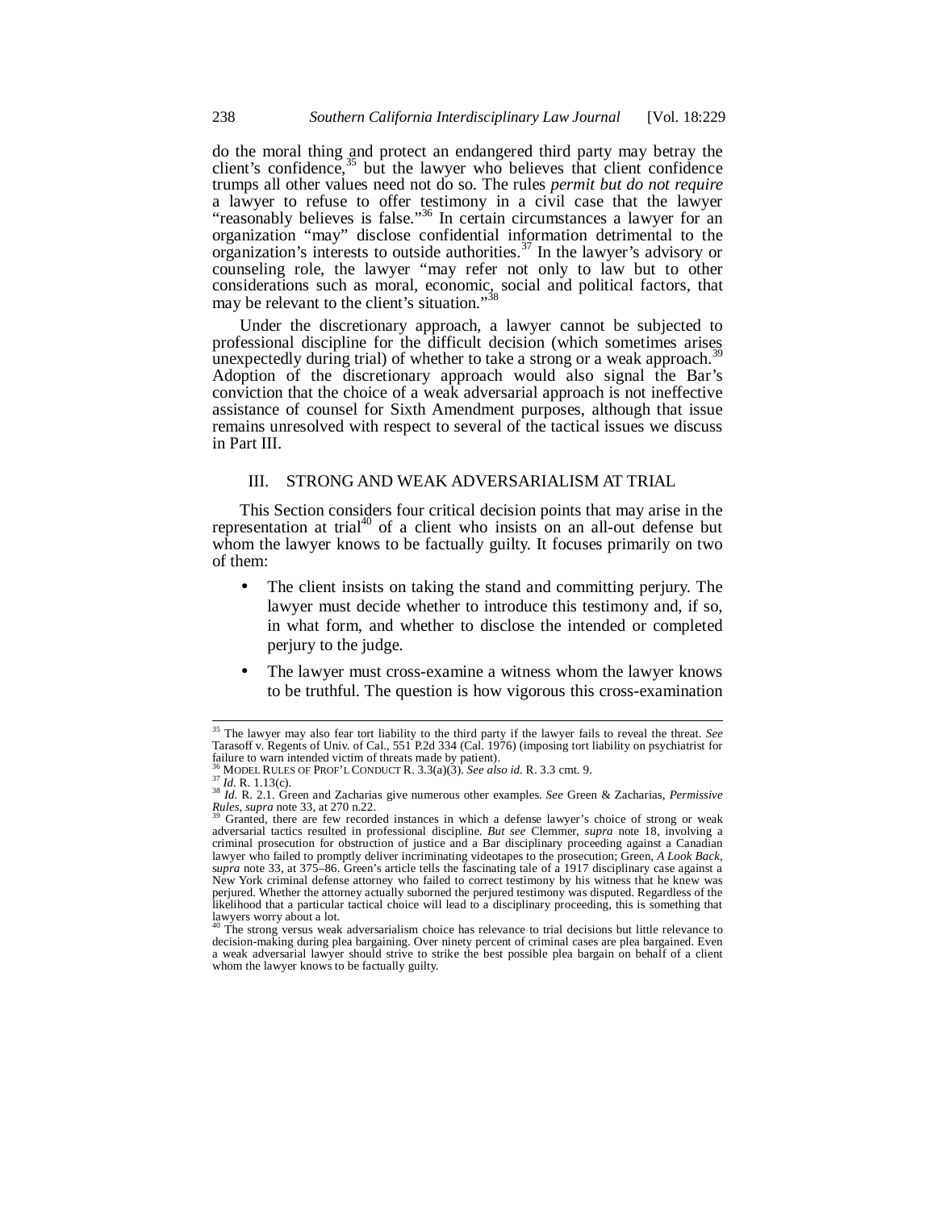do the moral thing and protect an endangered third party may betray the client's confidence,[35] but the lawyer who believes that client confidence trumps all other values need not do so. The rules *permit but do not require* a lawyer to refuse to offer testimony in a civil case that the lawyer "reasonably believes is false."[36] In certain circumstances a lawyer for an organization "may" disclose confidential information detrimental to the organization's interests to outside authorities.[37] In the lawyer's advisory or counseling role, the lawyer "may refer not only to law but to other considerations such as moral, economic, social and political factors, that may be relevant to the client's situation."[38]

Under the discretionary approach, a lawyer cannot be subjected to professional discipline for the difficult decision (which sometimes arises unexpectedly during trial) of whether to take a strong or a weak approach.[39] Adoption of the discretionary approach would also signal the Bar's conviction that the choice of a weak adversarial approach is not ineffective assistance of counsel for Sixth Amendment purposes, although that issue remains unresolved with respect to several of the tactical issues we discuss in Part III.

## III. STRONG AND WEAK ADVERSARIALISM AT TRIAL

This Section considers four critical decision points that may arise in the representation at trial[40] of a client who insists on an all-out defense but whom the lawyer knows to be factually guilty. It focuses primarily on two of them:

- The client insists on taking the stand and committing perjury. The lawyer must decide whether to introduce this testimony and, if so, in what form, and whether to disclose the intended or completed perjury to the judge.
- The lawyer must cross-examine a witness whom the lawyer knows to be truthful. The question is how vigorous this cross-examination

---

[35] The lawyer may also fear tort liability to the third party if the lawyer fails to reveal the threat. *See* Tarasoff v. Regents of Univ. of Cal., 551 P.2d 334 (Cal. 1976) (imposing tort liability on psychiatrist for failure to warn intended victim of threats made by patient).

[36] MODEL RULES OF PROF'L CONDUCT R. 3.3(a)(3). *See also id.* R. 3.3 cmt. 9.

[37] *Id.* R. 1.13(c).

[38] *Id.* R. 2.1. Green and Zacharias give numerous other examples. *See* Green & Zacharias, *Permissive Rules*, *supra* note 33, at 270 n.22.

[39] Granted, there are few recorded instances in which a defense lawyer's choice of strong or weak adversarial tactics resulted in professional discipline. *But see* Clemmer, *supra* note 18, involving a criminal prosecution for obstruction of justice and a Bar disciplinary proceeding against a Canadian lawyer who failed to promptly deliver incriminating videotapes to the prosecution; Green, *A Look Back*, *supra* note 33, at 375–86. Green's article tells the fascinating tale of a 1917 disciplinary case against a New York criminal defense attorney who failed to correct testimony by his witness that he knew was perjured. Whether the attorney actually suborned the perjured testimony was disputed. Regardless of the likelihood that a particular tactical choice will lead to a disciplinary proceeding, this is something that lawyers worry about a lot.

[40] The strong versus weak adversarialism choice has relevance to trial decisions but little relevance to decision-making during plea bargaining. Over ninety percent of criminal cases are plea bargained. Even a weak adversarial lawyer should strive to strike the best possible plea bargain on behalf of a client whom the lawyer knows to be factually guilty.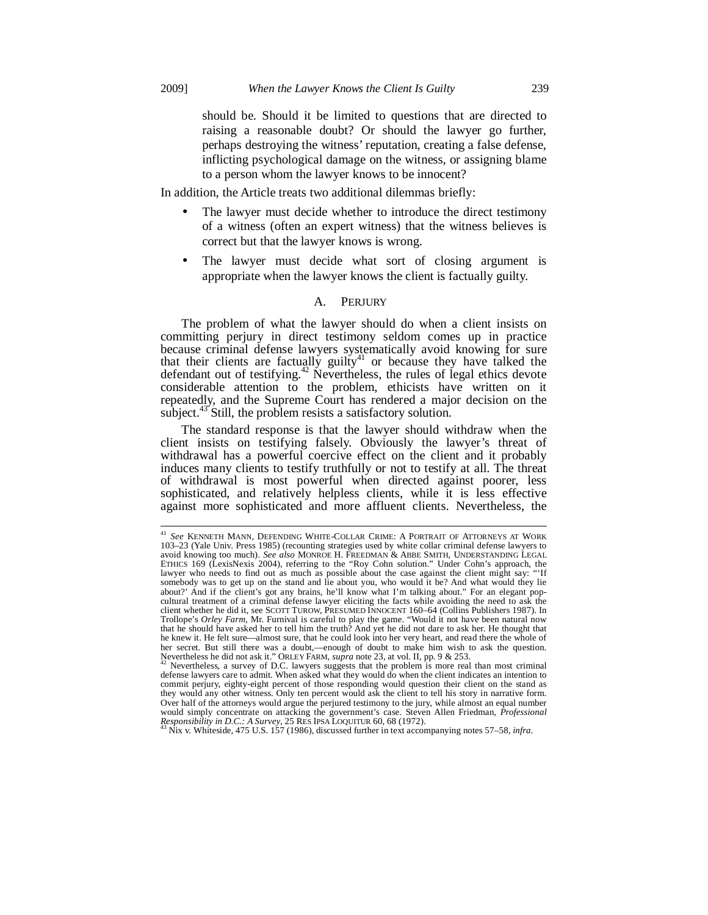should be. Should it be limited to questions that are directed to raising a reasonable doubt? Or should the lawyer go further, perhaps destroying the witness' reputation, creating a false defense, inflicting psychological damage on the witness, or assigning blame to a person whom the lawyer knows to be innocent?

In addition, the Article treats two additional dilemmas briefly:

- The lawyer must decide whether to introduce the direct testimony of a witness (often an expert witness) that the witness believes is correct but that the lawyer knows is wrong.
- The lawyer must decide what sort of closing argument is appropriate when the lawyer knows the client is factually guilty.

## A. PERJURY

The problem of what the lawyer should do when a client insists on committing perjury in direct testimony seldom comes up in practice because criminal defense lawyers systematically avoid knowing for sure that their clients are factually guilty[41] or because they have talked the defendant out of testifying.[42] Nevertheless, the rules of legal ethics devote considerable attention to the problem, ethicists have written on it repeatedly, and the Supreme Court has rendered a major decision on the subject.[43] Still, the problem resists a satisfactory solution.

The standard response is that the lawyer should withdraw when the client insists on testifying falsely. Obviously the lawyer's threat of withdrawal has a powerful coercive effect on the client and it probably induces many clients to testify truthfully or not to testify at all. The threat of withdrawal is most powerful when directed against poorer, less sophisticated, and relatively helpless clients, while it is less effective against more sophisticated and more affluent clients. Nevertheless, the

---

[41] *See* KENNETH MANN, DEFENDING WHITE-COLLAR CRIME: A PORTRAIT OF ATTORNEYS AT WORK 103–23 (Yale Univ. Press 1985) (recounting strategies used by white collar criminal defense lawyers to avoid knowing too much). *See also* MONROE H. FREEDMAN & ABBE SMITH, UNDERSTANDING LEGAL ETHICS 169 (LexisNexis 2004), referring to the "Roy Cohn solution." Under Cohn's approach, the lawyer who needs to find out as much as possible about the case against the client might say: "'If somebody was to get up on the stand and lie about you, who would it be? And what would they lie about?' And if the client's got any brains, he'll know what I'm talking about." For an elegant pop-cultural treatment of a criminal defense lawyer eliciting the facts while avoiding the need to ask the client whether he did it, see SCOTT TUROW, PRESUMED INNOCENT 160–64 (Collins Publishers 1987). In Trollope's *Orley Farm*, Mr. Furnival is careful to play the game. "Would it not have been natural now that he should have asked her to tell him the truth? And yet he did not dare to ask her. He thought that he knew it. He felt sure—almost sure, that he could look into her very heart, and read there the whole of her secret. But still there was a doubt,—enough of doubt to make him wish to ask the question. Nevertheless he did not ask it." ORLEY FARM, *supra* note 23, at vol. II, pp. 9 & 253.

[42] Nevertheless, a survey of D.C. lawyers suggests that the problem is more real than most criminal defense lawyers care to admit. When asked what they would do when the client indicates an intention to commit perjury, eighty-eight percent of those responding would question their client on the stand as they would any other witness. Only ten percent would ask the client to tell his story in narrative form. Over half of the attorneys would argue the perjured testimony to the jury, while almost an equal number would simply concentrate on attacking the government's case. Steven Allen Friedman, *Professional Responsibility in D.C.: A Survey*, 25 RES IPSA LOQUITUR 60, 68 (1972).

[43] Nix v. Whiteside, 475 U.S. 157 (1986), discussed further in text accompanying notes 57–58, *infra*.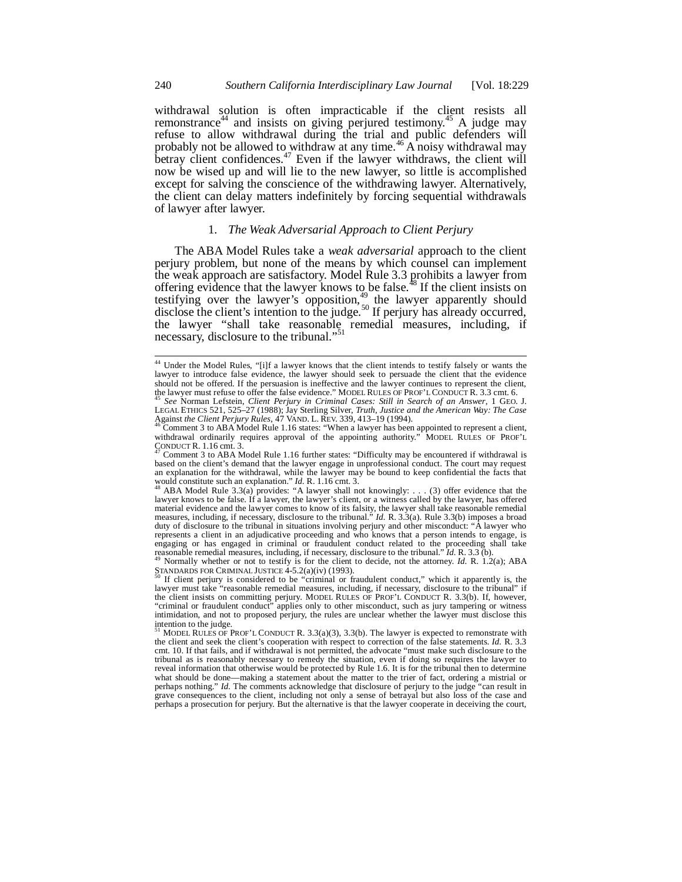withdrawal solution is often impracticable if the client resists all remonstrance[44] and insists on giving perjured testimony.[45] A judge may refuse to allow withdrawal during the trial and public defenders will probably not be allowed to withdraw at any time.[46] A noisy withdrawal may betray client confidences.[47] Even if the lawyer withdraws, the client will now be wised up and will lie to the new lawyer, so little is accomplished except for salving the conscience of the withdrawing lawyer. Alternatively, the client can delay matters indefinitely by forcing sequential withdrawals of lawyer after lawyer.

### 1. *The Weak Adversarial Approach to Client Perjury*

The ABA Model Rules take a *weak adversarial* approach to the client perjury problem, but none of the means by which counsel can implement the weak approach are satisfactory. Model Rule 3.3 prohibits a lawyer from offering evidence that the lawyer knows to be false.[48] If the client insists on testifying over the lawyer's opposition,[49] the lawyer apparently should disclose the client's intention to the judge.[50] If perjury has already occurred, the lawyer "shall take reasonable remedial measures, including, if necessary, disclosure to the tribunal."[51]

---

[44] Under the Model Rules, "[i]f a lawyer knows that the client intends to testify falsely or wants the lawyer to introduce false evidence, the lawyer should seek to persuade the client that the evidence should not be offered. If the persuasion is ineffective and the lawyer continues to represent the client, the lawyer must refuse to offer the false evidence." MODEL RULES OF PROF'L CONDUCT R. 3.3 cmt. 6.

[45] *See* Norman Lefstein, *Client Perjury in Criminal Cases: Still in Search of an Answer*, 1 GEO. J. LEGAL ETHICS 521, 525–27 (1988); Jay Sterling Silver, *Truth, Justice and the American Way: The Case Against the Client Perjury Rules*, 47 VAND. L. REV. 339, 413–19 (1994).

[46] Comment 3 to ABA Model Rule 1.16 states: "When a lawyer has been appointed to represent a client, withdrawal ordinarily requires approval of the appointing authority." MODEL RULES OF PROF'L CONDUCT R. 1.16 cmt. 3.

[47] Comment 3 to ABA Model Rule 1.16 further states: "Difficulty may be encountered if withdrawal is based on the client's demand that the lawyer engage in unprofessional conduct. The court may request an explanation for the withdrawal, while the lawyer may be bound to keep confidential the facts that would constitute such an explanation." *Id.* R. 1.16 cmt. 3.

[48] ABA Model Rule 3.3(a) provides: "A lawyer shall not knowingly: . . . (3) offer evidence that the lawyer knows to be false. If a lawyer, the lawyer's client, or a witness called by the lawyer, has offered material evidence and the lawyer comes to know of its falsity, the lawyer shall take reasonable remedial measures, including, if necessary, disclosure to the tribunal." *Id.* R. 3.3(a). Rule 3.3(b) imposes a broad duty of disclosure to the tribunal in situations involving perjury and other misconduct: "A lawyer who represents a client in an adjudicative proceeding and who knows that a person intends to engage, is engaging or has engaged in criminal or fraudulent conduct related to the proceeding shall take reasonable remedial measures, including, if necessary, disclosure to the tribunal." *Id.* R. 3.3 (b).

[49] Normally whether or not to testify is for the client to decide, not the attorney. *Id.* R. 1.2(a); ABA STANDARDS FOR CRIMINAL JUSTICE 4-5.2(a)(iv) (1993).

[50] If client perjury is considered to be "criminal or fraudulent conduct," which it apparently is, the lawyer must take "reasonable remedial measures, including, if necessary, disclosure to the tribunal" if the client insists on committing perjury. MODEL RULES OF PROF'L CONDUCT R. 3.3(b). If, however, "criminal or fraudulent conduct" applies only to other misconduct, such as jury tampering or witness intimidation, and not to proposed perjury, the rules are unclear whether the lawyer must disclose this intention to the judge.

[51] MODEL RULES OF PROF'L CONDUCT R. 3.3(a)(3), 3.3(b). The lawyer is expected to remonstrate with the client and seek the client's cooperation with respect to correction of the false statements. *Id.* R. 3.3 cmt. 10. If that fails, and if withdrawal is not permitted, the advocate "must make such disclosure to the tribunal as is reasonably necessary to remedy the situation, even if doing so requires the lawyer to reveal information that otherwise would be protected by Rule 1.6. It is for the tribunal then to determine what should be done—making a statement about the matter to the trier of fact, ordering a mistrial or perhaps nothing." *Id.* The comments acknowledge that disclosure of perjury to the judge "can result in grave consequences to the client, including not only a sense of betrayal but also loss of the case and perhaps a prosecution for perjury. But the alternative is that the lawyer cooperate in deceiving the court,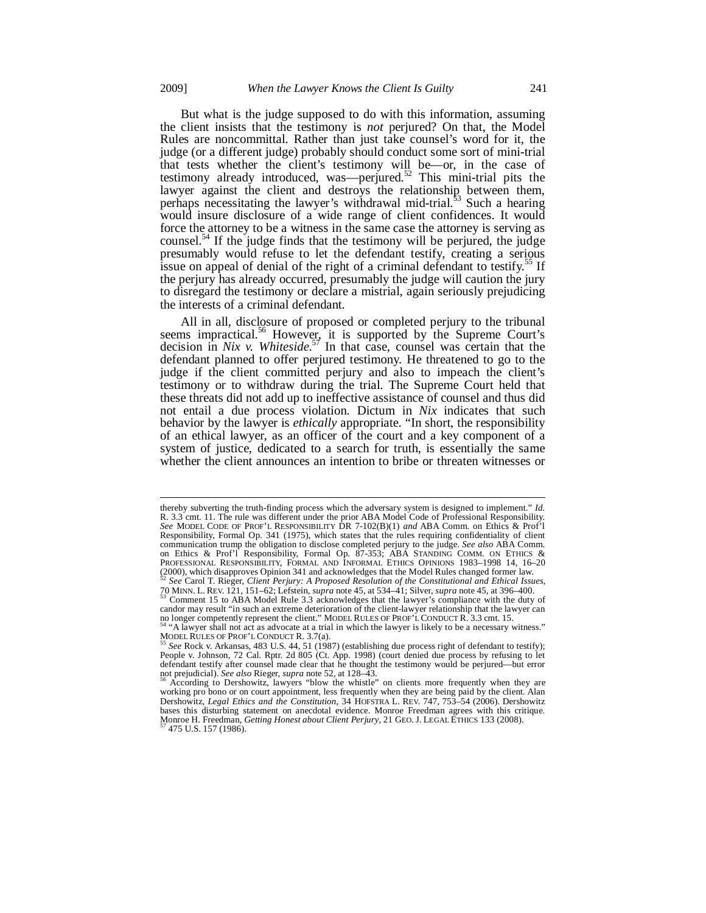But what is the judge supposed to do with this information, assuming the client insists that the testimony is *not* perjured? On that, the Model Rules are noncommittal. Rather than just take counsel's word for it, the judge (or a different judge) probably should conduct some sort of mini-trial that tests whether the client's testimony will be—or, in the case of testimony already introduced, was—perjured.[52] This mini-trial pits the lawyer against the client and destroys the relationship between them, perhaps necessitating the lawyer's withdrawal mid-trial.[53] Such a hearing would insure disclosure of a wide range of client confidences. It would force the attorney to be a witness in the same case the attorney is serving as counsel.[54] If the judge finds that the testimony will be perjured, the judge presumably would refuse to let the defendant testify, creating a serious issue on appeal of denial of the right of a criminal defendant to testify.[55] If the perjury has already occurred, presumably the judge will caution the jury to disregard the testimony or declare a mistrial, again seriously prejudicing the interests of a criminal defendant.

All in all, disclosure of proposed or completed perjury to the tribunal seems impractical.[56] However, it is supported by the Supreme Court's decision in *Nix v. Whiteside*.[57] In that case, counsel was certain that the defendant planned to offer perjured testimony. He threatened to go to the judge if the client committed perjury and also to impeach the client's testimony or to withdraw during the trial. The Supreme Court held that these threats did not add up to ineffective assistance of counsel and thus did not entail a due process violation. Dictum in *Nix* indicates that such behavior by the lawyer is *ethically* appropriate. "In short, the responsibility of an ethical lawyer, as an officer of the court and a key component of a system of justice, dedicated to a search for truth, is essentially the same whether the client announces an intention to bribe or threaten witnesses or

---

thereby subverting the truth-finding process which the adversary system is designed to implement." *Id.* R. 3.3 cmt. 11. The rule was different under the prior ABA Model Code of Professional Responsibility. *See* MODEL CODE OF PROF'L RESPONSIBILITY DR 7-102(B)(1) *and* ABA Comm. on Ethics & Prof'l Responsibility, Formal Op. 341 (1975), which states that the rules requiring confidentiality of client communication trump the obligation to disclose completed perjury to the judge. *See also* ABA Comm. on Ethics & Prof'l Responsibility, Formal Op. 87-353; ABA STANDING COMM. ON ETHICS & PROFESSIONAL RESPONSIBILITY, FORMAL AND INFORMAL ETHICS OPINIONS 1983–1998 14, 16–20 (2000), which disapproves Opinion 341 and acknowledges that the Model Rules changed former law.

[52] *See* Carol T. Rieger, *Client Perjury: A Proposed Resolution of the Constitutional and Ethical Issues*, 70 MINN. L. REV. 121, 151–62; Lefstein, *supra* note 45, at 534–41; Silver, *supra* note 45, at 396–400.

[53] Comment 15 to ABA Model Rule 3.3 acknowledges that the lawyer's compliance with the duty of candor may result "in such an extreme deterioration of the client-lawyer relationship that the lawyer can no longer competently represent the client." MODEL RULES OF PROF'L CONDUCT R. 3.3 cmt. 15.

[54] "A lawyer shall not act as advocate at a trial in which the lawyer is likely to be a necessary witness." MODEL RULES OF PROF'L CONDUCT R. 3.7(a).

[55] *See* Rock v. Arkansas, 483 U.S. 44, 51 (1987) (establishing due process right of defendant to testify); People v. Johnson, 72 Cal. Rptr. 2d 805 (Ct. App. 1998) (court denied due process by refusing to let defendant testify after counsel made clear that he thought the testimony would be perjured—but error not prejudicial). *See also* Rieger, *supra* note 52, at 128–43.

[56] According to Dershowitz, lawyers "blow the whistle" on clients more frequently when they are working pro bono or on court appointment, less frequently when they are being paid by the client. Alan Dershowitz, *Legal Ethics and the Constitution*, 34 HOFSTRA L. REV. 747, 753–54 (2006). Dershowitz bases this disturbing statement on anecdotal evidence. Monroe Freedman agrees with this critique. Monroe H. Freedman, *Getting Honest about Client Perjury*, 21 GEO. J. LEGAL ETHICS 133 (2008).

[57] 475 U.S. 157 (1986).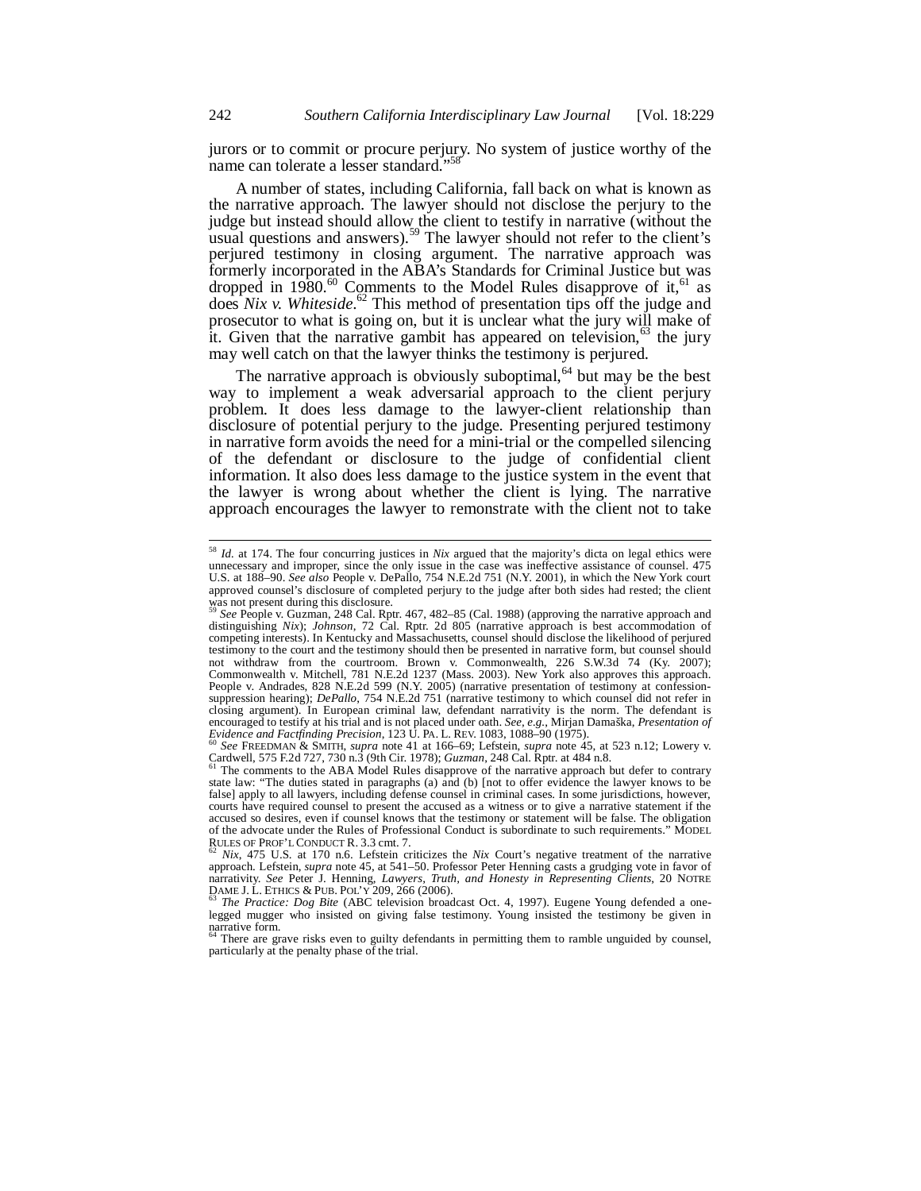jurors or to commit or procure perjury. No system of justice worthy of the name can tolerate a lesser standard."[58]

A number of states, including California, fall back on what is known as the narrative approach. The lawyer should not disclose the perjury to the judge but instead should allow the client to testify in narrative (without the usual questions and answers).[59] The lawyer should not refer to the client's perjured testimony in closing argument. The narrative approach was formerly incorporated in the ABA's Standards for Criminal Justice but was dropped in 1980.[60] Comments to the Model Rules disapprove of it,[61] as does *Nix v. Whiteside*.[62] This method of presentation tips off the judge and prosecutor to what is going on, but it is unclear what the jury will make of it. Given that the narrative gambit has appeared on television,[63] the jury may well catch on that the lawyer thinks the testimony is perjured.

The narrative approach is obviously suboptimal,[64] but may be the best way to implement a weak adversarial approach to the client perjury problem. It does less damage to the lawyer-client relationship than disclosure of potential perjury to the judge. Presenting perjured testimony in narrative form avoids the need for a mini-trial or the compelled silencing of the defendant or disclosure to the judge of confidential client information. It also does less damage to the justice system in the event that the lawyer is wrong about whether the client is lying. The narrative approach encourages the lawyer to remonstrate with the client not to take

---

[58] *Id.* at 174. The four concurring justices in *Nix* argued that the majority's dicta on legal ethics were unnecessary and improper, since the only issue in the case was ineffective assistance of counsel. 475 U.S. at 188–90. *See also* People v. DePallo, 754 N.E.2d 751 (N.Y. 2001), in which the New York court approved counsel's disclosure of completed perjury to the judge after both sides had rested; the client was not present during this disclosure.

[59] *See* People v. Guzman, 248 Cal. Rptr. 467, 482–85 (Cal. 1988) (approving the narrative approach and distinguishing *Nix*); *Johnson*, 72 Cal. Rptr. 2d 805 (narrative approach is best accommodation of competing interests). In Kentucky and Massachusetts, counsel should disclose the likelihood of perjured testimony to the court and the testimony should then be presented in narrative form, but counsel should not withdraw from the courtroom. Brown v. Commonwealth, 226 S.W.3d 74 (Ky. 2007); Commonwealth v. Mitchell, 781 N.E.2d 1237 (Mass. 2003). New York also approves this approach. People v. Andrades, 828 N.E.2d 599 (N.Y. 2005) (narrative presentation of testimony at confession-suppression hearing); *DePallo*, 754 N.E.2d 751 (narrative testimony to which counsel did not refer in closing argument). In European criminal law, defendant narrativity is the norm. The defendant is encouraged to testify at his trial and is not placed under oath. *See, e.g.*, Mirjan Damaška, *Presentation of Evidence and Factfinding Precision*, 123 U. PA. L. REV. 1083, 1088–90 (1975).

[60] *See* FREEDMAN & SMITH, *supra* note 41 at 166–69; Lefstein, *supra* note 45, at 523 n.12; Lowery v. Cardwell, 575 F.2d 727, 730 n.3 (9th Cir. 1978); *Guzman*, 248 Cal. Rptr. at 484 n.8.

[61] The comments to the ABA Model Rules disapprove of the narrative approach but defer to contrary state law: "The duties stated in paragraphs (a) and (b) [not to offer evidence the lawyer knows to be false] apply to all lawyers, including defense counsel in criminal cases. In some jurisdictions, however, courts have required counsel to present the accused as a witness or to give a narrative statement if the accused so desires, even if counsel knows that the testimony or statement will be false. The obligation of the advocate under the Rules of Professional Conduct is subordinate to such requirements." MODEL RULES OF PROF'L CONDUCT R. 3.3 cmt. 7.

[62] *Nix*, 475 U.S. at 170 n.6. Lefstein criticizes the *Nix* Court's negative treatment of the narrative approach. Lefstein, *supra* note 45, at 541–50. Professor Peter Henning casts a grudging vote in favor of narrativity. *See* Peter J. Henning, *Lawyers, Truth, and Honesty in Representing Clients*, 20 NOTRE DAME J. L. ETHICS & PUB. POL'Y 209, 266 (2006).

[63] *The Practice: Dog Bite* (ABC television broadcast Oct. 4, 1997). Eugene Young defended a one-legged mugger who insisted on giving false testimony. Young insisted the testimony be given in narrative form.

[64] There are grave risks even to guilty defendants in permitting them to ramble unguided by counsel, particularly at the penalty phase of the trial.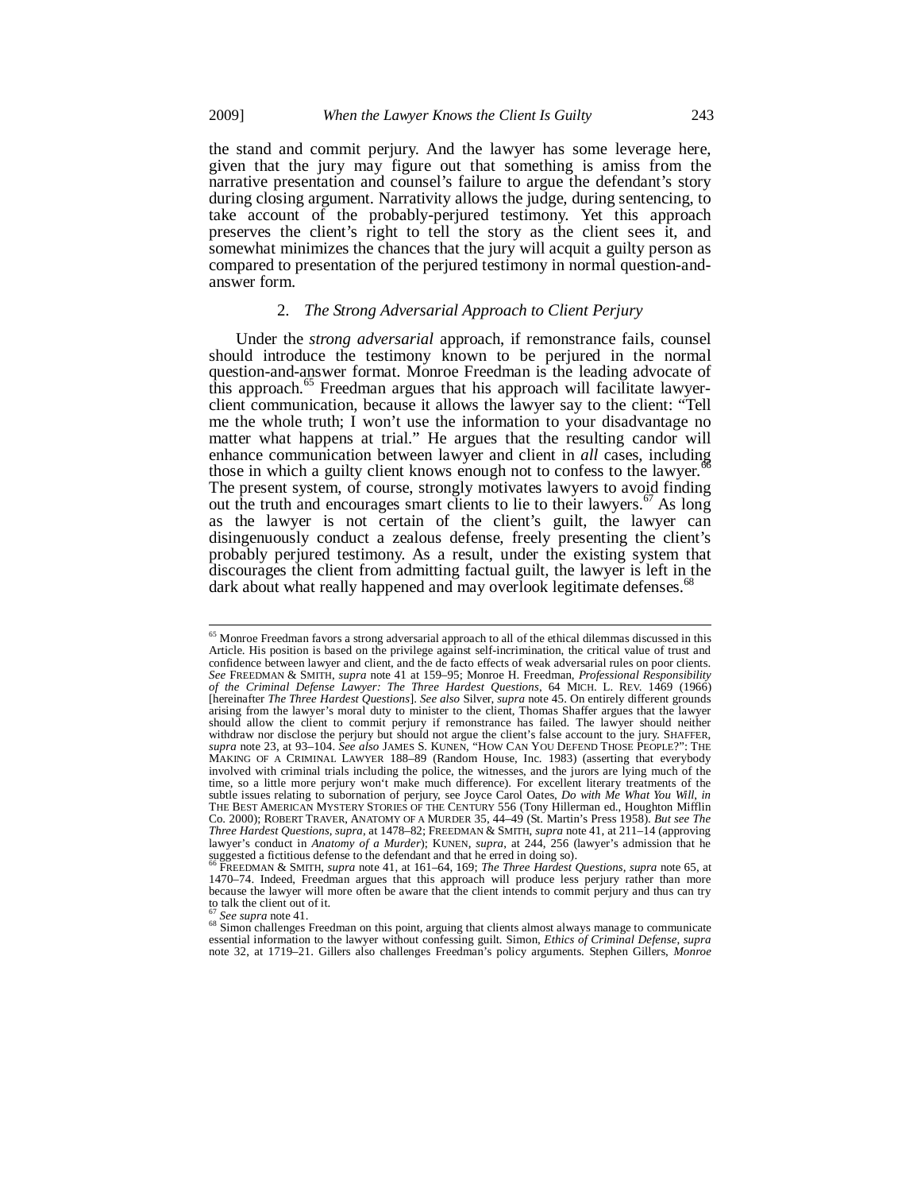the stand and commit perjury. And the lawyer has some leverage here, given that the jury may figure out that something is amiss from the narrative presentation and counsel's failure to argue the defendant's story during closing argument. Narrativity allows the judge, during sentencing, to take account of the probably-perjured testimony. Yet this approach preserves the client's right to tell the story as the client sees it, and somewhat minimizes the chances that the jury will acquit a guilty person as compared to presentation of the perjured testimony in normal question-and-answer form.

### 2. *The Strong Adversarial Approach to Client Perjury*

Under the *strong adversarial* approach, if remonstrance fails, counsel should introduce the testimony known to be perjured in the normal question-and-answer format. Monroe Freedman is the leading advocate of this approach.[65] Freedman argues that his approach will facilitate lawyer-client communication, because it allows the lawyer say to the client: "Tell me the whole truth; I won't use the information to your disadvantage no matter what happens at trial." He argues that the resulting candor will enhance communication between lawyer and client in *all* cases, including those in which a guilty client knows enough not to confess to the lawyer.[66] The present system, of course, strongly motivates lawyers to avoid finding out the truth and encourages smart clients to lie to their lawyers.[67] As long as the lawyer is not certain of the client's guilt, the lawyer can disingenuously conduct a zealous defense, freely presenting the client's probably perjured testimony. As a result, under the existing system that discourages the client from admitting factual guilt, the lawyer is left in the dark about what really happened and may overlook legitimate defenses.[68]

---

[65] Monroe Freedman favors a strong adversarial approach to all of the ethical dilemmas discussed in this Article. His position is based on the privilege against self-incrimination, the critical value of trust and confidence between lawyer and client, and the de facto effects of weak adversarial rules on poor clients. *See* FREEDMAN & SMITH, *supra* note 41 at 159–95; Monroe H. Freedman, *Professional Responsibility of the Criminal Defense Lawyer: The Three Hardest Questions*, 64 MICH. L. REV. 1469 (1966) [hereinafter *The Three Hardest Questions*]. *See also* Silver, *supra* note 45. On entirely different grounds arising from the lawyer's moral duty to minister to the client, Thomas Shaffer argues that the lawyer should allow the client to commit perjury if remonstrance has failed. The lawyer should neither withdraw nor disclose the perjury but should not argue the client's false account to the jury. SHAFFER, *supra* note 23, at 93–104. *See also* JAMES S. KUNEN, "HOW CAN YOU DEFEND THOSE PEOPLE?": THE MAKING OF A CRIMINAL LAWYER 188–89 (Random House, Inc. 1983) (asserting that everybody involved with criminal trials including the police, the witnesses, and the jurors are lying much of the time, so a little more perjury won't make much difference). For excellent literary treatments of the subtle issues relating to subornation of perjury, see Joyce Carol Oates, *Do with Me What You Will*, *in* THE BEST AMERICAN MYSTERY STORIES OF THE CENTURY 556 (Tony Hillerman ed., Houghton Mifflin Co. 2000); ROBERT TRAVER, ANATOMY OF A MURDER 35, 44–49 (St. Martin's Press 1958). *But see The Three Hardest Questions*, *supra*, at 1478–82; FREEDMAN & SMITH, *supra* note 41, at 211–14 (approving lawyer's conduct in *Anatomy of a Murder*); KUNEN, *supra*, at 244, 256 (lawyer's admission that he suggested a fictitious defense to the defendant and that he erred in doing so).

[66] FREEDMAN & SMITH, *supra* note 41, at 161–64, 169; *The Three Hardest Questions*, *supra* note 65, at 1470–74. Indeed, Freedman argues that this approach will produce less perjury rather than more because the lawyer will more often be aware that the client intends to commit perjury and thus can try to talk the client out of it.

[67] *See supra* note 41.

[68] Simon challenges Freedman on this point, arguing that clients almost always manage to communicate essential information to the lawyer without confessing guilt. Simon, *Ethics of Criminal Defense*, *supra* note 32, at 1719–21. Gillers also challenges Freedman's policy arguments. Stephen Gillers, *Monroe*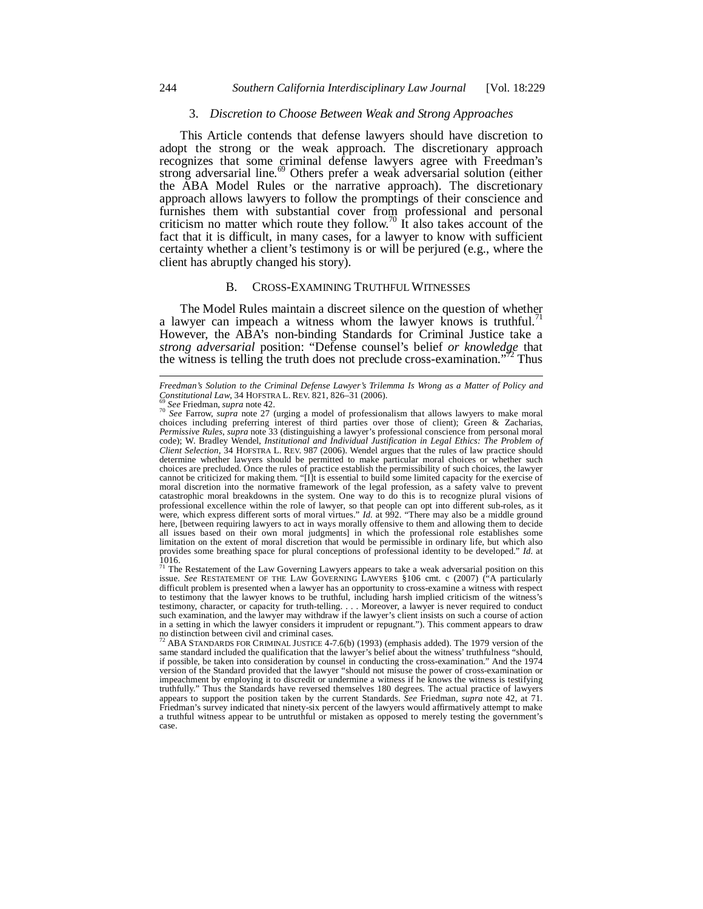### 3. *Discretion to Choose Between Weak and Strong Approaches*

This Article contends that defense lawyers should have discretion to adopt the strong or the weak approach. The discretionary approach recognizes that some criminal defense lawyers agree with Freedman's strong adversarial line.[69] Others prefer a weak adversarial solution (either the ABA Model Rules or the narrative approach). The discretionary approach allows lawyers to follow the promptings of their conscience and furnishes them with substantial cover from professional and personal criticism no matter which route they follow.[70] It also takes account of the fact that it is difficult, in many cases, for a lawyer to know with sufficient certainty whether a client's testimony is or will be perjured (e.g., where the client has abruptly changed his story).

## B. CROSS-EXAMINING TRUTHFUL WITNESSES

The Model Rules maintain a discreet silence on the question of whether a lawyer can impeach a witness whom the lawyer knows is truthful.[71] However, the ABA's non-binding Standards for Criminal Justice take a *strong adversarial* position: "Defense counsel's belief *or knowledge* that the witness is telling the truth does not preclude cross-examination."[72] Thus

---

*Freedman's Solution to the Criminal Defense Lawyer's Trilemma Is Wrong as a Matter of Policy and Constitutional Law*, 34 HOFSTRA L. REV. 821, 826–31 (2006).

[69] *See* Freedman, *supra* note 42.

[70] *See* Farrow, *supra* note 27 (urging a model of professionalism that allows lawyers to make moral choices including preferring interest of third parties over those of client); Green & Zacharias, *Permissive Rules*, *supra* note 33 (distinguishing a lawyer's professional conscience from personal moral code); W. Bradley Wendel, *Institutional and Individual Justification in Legal Ethics: The Problem of Client Selection*, 34 HOFSTRA L. REV. 987 (2006). Wendel argues that the rules of law practice should determine whether lawyers should be permitted to make particular moral choices or whether such choices are precluded. Once the rules of practice establish the permissibility of such choices, the lawyer cannot be criticized for making them. "[I]t is essential to build some limited capacity for the exercise of moral discretion into the normative framework of the legal profession, as a safety valve to prevent catastrophic moral breakdowns in the system. One way to do this is to recognize plural visions of professional excellence within the role of lawyer, so that people can opt into different sub-roles, as it were, which express different sorts of moral virtues." *Id.* at 992. "There may also be a middle ground here, [between requiring lawyers to act in ways morally offensive to them and allowing them to decide all issues based on their own moral judgments] in which the professional role establishes some limitation on the extent of moral discretion that would be permissible in ordinary life, but which also provides some breathing space for plural conceptions of professional identity to be developed." *Id.* at 1016.

[71] The Restatement of the Law Governing Lawyers appears to take a weak adversarial position on this issue. *See* RESTATEMENT OF THE LAW GOVERNING LAWYERS §106 cmt. c (2007) ("A particularly difficult problem is presented when a lawyer has an opportunity to cross-examine a witness with respect to testimony that the lawyer knows to be truthful, including harsh implied criticism of the witness's testimony, character, or capacity for truth-telling. . . . Moreover, a lawyer is never required to conduct such examination, and the lawyer may withdraw if the lawyer's client insists on such a course of action in a setting in which the lawyer considers it imprudent or repugnant."). This comment appears to draw no distinction between civil and criminal cases.

[72] ABA STANDARDS FOR CRIMINAL JUSTICE 4-7.6(b) (1993) (emphasis added). The 1979 version of the same standard included the qualification that the lawyer's belief about the witness' truthfulness "should, if possible, be taken into consideration by counsel in conducting the cross-examination." And the 1974 version of the Standard provided that the lawyer "should not misuse the power of cross-examination or impeachment by employing it to discredit or undermine a witness if he knows the witness is testifying truthfully." Thus the Standards have reversed themselves 180 degrees. The actual practice of lawyers appears to support the position taken by the current Standards. *See* Freedman, *supra* note 42, at 71. Friedman's survey indicated that ninety-six percent of the lawyers would affirmatively attempt to make a truthful witness appear to be untruthful or mistaken as opposed to merely testing the government's case.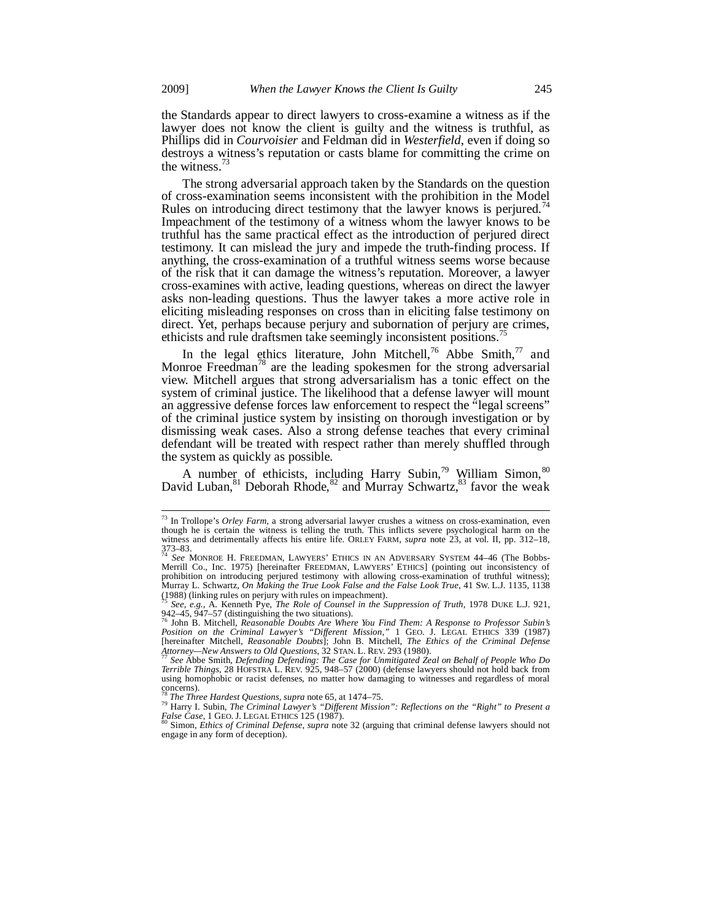the Standards appear to direct lawyers to cross-examine a witness as if the lawyer does not know the client is guilty and the witness is truthful, as Phillips did in *Courvoisier* and Feldman did in *Westerfield*, even if doing so destroys a witness's reputation or casts blame for committing the crime on the witness.[73]

The strong adversarial approach taken by the Standards on the question of cross-examination seems inconsistent with the prohibition in the Model Rules on introducing direct testimony that the lawyer knows is perjured.[74] Impeachment of the testimony of a witness whom the lawyer knows to be truthful has the same practical effect as the introduction of perjured direct testimony. It can mislead the jury and impede the truth-finding process. If anything, the cross-examination of a truthful witness seems worse because of the risk that it can damage the witness's reputation. Moreover, a lawyer cross-examines with active, leading questions, whereas on direct the lawyer asks non-leading questions. Thus the lawyer takes a more active role in eliciting misleading responses on cross than in eliciting false testimony on direct. Yet, perhaps because perjury and subornation of perjury are crimes, ethicists and rule draftsmen take seemingly inconsistent positions.[75]

In the legal ethics literature, John Mitchell,[76] Abbe Smith,[77] and Monroe Freedman[78] are the leading spokesmen for the strong adversarial view. Mitchell argues that strong adversarialism has a tonic effect on the system of criminal justice. The likelihood that a defense lawyer will mount an aggressive defense forces law enforcement to respect the "legal screens" of the criminal justice system by insisting on thorough investigation or by dismissing weak cases. Also a strong defense teaches that every criminal defendant will be treated with respect rather than merely shuffled through the system as quickly as possible.

A number of ethicists, including Harry Subin,[79] William Simon,[80] David Luban,[81] Deborah Rhode,[82] and Murray Schwartz,[83] favor the weak

---

[73] In Trollope's *Orley Farm*, a strong adversarial lawyer crushes a witness on cross-examination, even though he is certain the witness is telling the truth. This inflicts severe psychological harm on the witness and detrimentally affects his entire life. ORLEY FARM, *supra* note 23, at vol. II, pp. 312–18, 373–83.

[74] *See* MONROE H. FREEDMAN, LAWYERS' ETHICS IN AN ADVERSARY SYSTEM 44–46 (The Bobbs-Merrill Co., Inc. 1975) [hereinafter FREEDMAN, LAWYERS' ETHICS] (pointing out inconsistency of prohibition on introducing perjured testimony with allowing cross-examination of truthful witness); Murray L. Schwartz, *On Making the True Look False and the False Look True*, 41 SW. L.J. 1135, 1138 (1988) (linking rules on perjury with rules on impeachment).

[75] *See, e.g.*, A. Kenneth Pye, *The Role of Counsel in the Suppression of Truth*, 1978 DUKE L.J. 921, 942–45, 947–57 (distinguishing the two situations).

[76] John B. Mitchell, *Reasonable Doubts Are Where You Find Them: A Response to Professor Subin's Position on the Criminal Lawyer's "Different Mission,"* 1 GEO. J. LEGAL ETHICS 339 (1987) [hereinafter Mitchell, *Reasonable Doubts*]; John B. Mitchell, *The Ethics of the Criminal Defense Attorney—New Answers to Old Questions*, 32 STAN. L. REV. 293 (1980).

[77] *See* Abbe Smith, *Defending Defending: The Case for Unmitigated Zeal on Behalf of People Who Do Terrible Things*, 28 HOFSTRA L. REV. 925, 948–57 (2000) (defense lawyers should not hold back from using homophobic or racist defenses, no matter how damaging to witnesses and regardless of moral concerns).

[78] *The Three Hardest Questions*, *supra* note 65, at 1474–75.

[79] Harry I. Subin, *The Criminal Lawyer's "Different Mission": Reflections on the "Right" to Present a False Case*, 1 GEO. J. LEGAL ETHICS 125 (1987).

[80] Simon, *Ethics of Criminal Defense*, *supra* note 32 (arguing that criminal defense lawyers should not engage in any form of deception).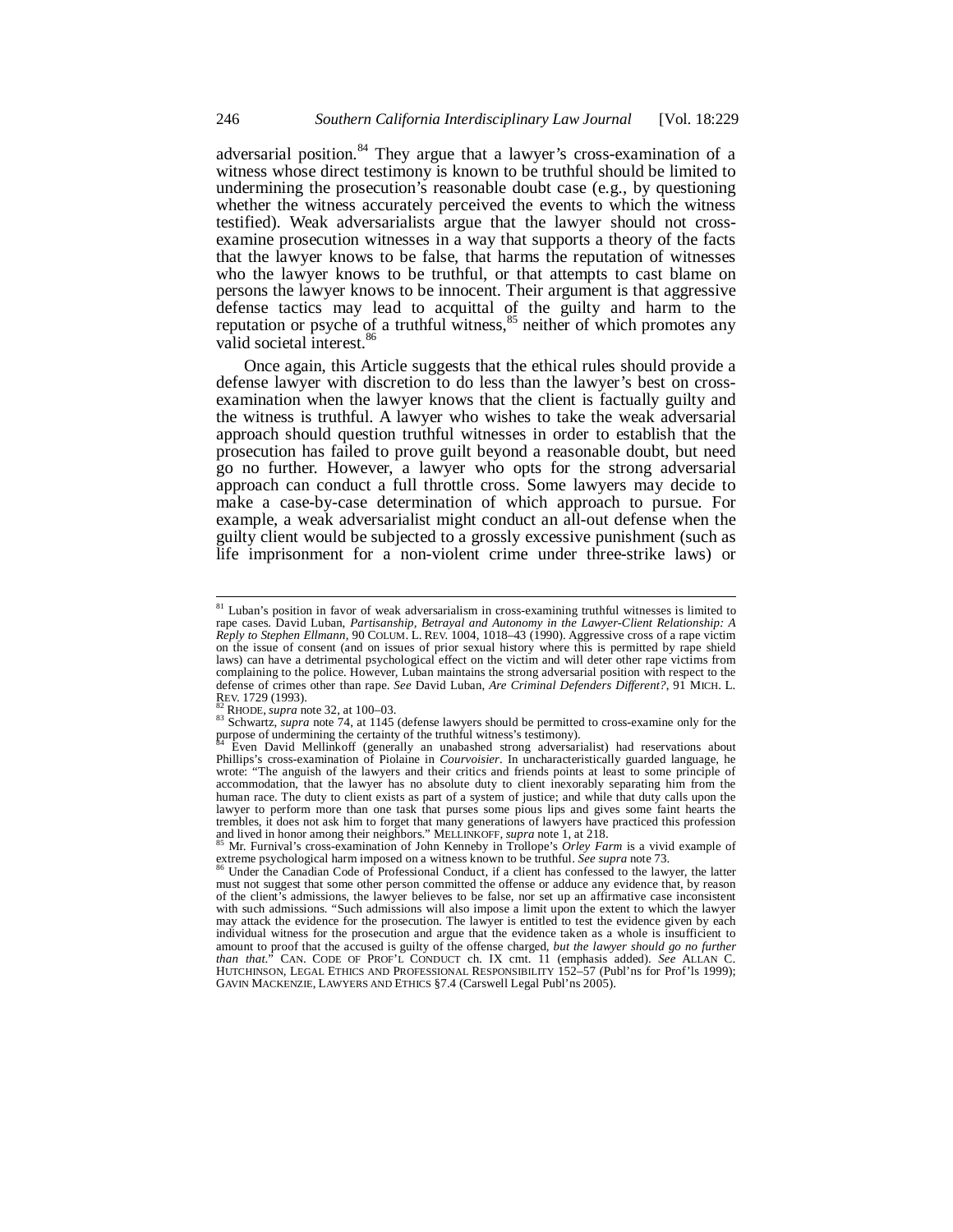adversarial position.[84] They argue that a lawyer's cross-examination of a witness whose direct testimony is known to be truthful should be limited to undermining the prosecution's reasonable doubt case (e.g., by questioning whether the witness accurately perceived the events to which the witness testified). Weak adversarialists argue that the lawyer should not cross-examine prosecution witnesses in a way that supports a theory of the facts that the lawyer knows to be false, that harms the reputation of witnesses who the lawyer knows to be truthful, or that attempts to cast blame on persons the lawyer knows to be innocent. Their argument is that aggressive defense tactics may lead to acquittal of the guilty and harm to the reputation or psyche of a truthful witness,[85] neither of which promotes any valid societal interest.[86]

Once again, this Article suggests that the ethical rules should provide a defense lawyer with discretion to do less than the lawyer's best on cross-examination when the lawyer knows that the client is factually guilty and the witness is truthful. A lawyer who wishes to take the weak adversarial approach should question truthful witnesses in order to establish that the prosecution has failed to prove guilt beyond a reasonable doubt, but need go no further. However, a lawyer who opts for the strong adversarial approach can conduct a full throttle cross. Some lawyers may decide to make a case-by-case determination of which approach to pursue. For example, a weak adversarialist might conduct an all-out defense when the guilty client would be subjected to a grossly excessive punishment (such as life imprisonment for a non-violent crime under three-strike laws) or

---

[81] Luban's position in favor of weak adversarialism in cross-examining truthful witnesses is limited to rape cases. David Luban, *Partisanship, Betrayal and Autonomy in the Lawyer-Client Relationship: A Reply to Stephen Ellmann*, 90 COLUM. L. REV. 1004, 1018–43 (1990). Aggressive cross of a rape victim on the issue of consent (and on issues of prior sexual history where this is permitted by rape shield laws) can have a detrimental psychological effect on the victim and will deter other rape victims from complaining to the police. However, Luban maintains the strong adversarial position with respect to the defense of crimes other than rape. *See* David Luban, *Are Criminal Defenders Different?*, 91 MICH. L. REV. 1729 (1993).

[82] RHODE, *supra* note 32, at 100–03.

[83] Schwartz, *supra* note 74, at 1145 (defense lawyers should be permitted to cross-examine only for the purpose of undermining the certainty of the truthful witness's testimony).

[84] Even David Mellinkoff (generally an unabashed strong adversarialist) had reservations about Phillips's cross-examination of Piolaine in *Courvoisier*. In uncharacteristically guarded language, he wrote: "The anguish of the lawyers and their critics and friends points at least to some principle of accommodation, that the lawyer has no absolute duty to client inexorably separating him from the human race. The duty to client exists as part of a system of justice; and while that duty calls upon the lawyer to perform more than one task that purses some pious lips and gives some faint hearts the trembles, it does not ask him to forget that many generations of lawyers have practiced this profession and lived in honor among their neighbors." MELLINKOFF, *supra* note 1, at 218.

[85] Mr. Furnival's cross-examination of John Kenneby in Trollope's *Orley Farm* is a vivid example of extreme psychological harm imposed on a witness known to be truthful. *See supra* note 73.

[86] Under the Canadian Code of Professional Conduct, if a client has confessed to the lawyer, the latter must not suggest that some other person committed the offense or adduce any evidence that, by reason of the client's admissions, the lawyer believes to be false, nor set up an affirmative case inconsistent with such admissions. "Such admissions will also impose a limit upon the extent to which the lawyer may attack the evidence for the prosecution. The lawyer is entitled to test the evidence given by each individual witness for the prosecution and argue that the evidence taken as a whole is insufficient to amount to proof that the accused is guilty of the offense charged, *but the lawyer should go no further than that*." CAN. CODE OF PROF'L CONDUCT ch. IX cmt. 11 (emphasis added). *See* ALLAN C. HUTCHINSON, LEGAL ETHICS AND PROFESSIONAL RESPONSIBILITY 152–57 (Publ'ns for Prof'ls 1999); GAVIN MACKENZIE, LAWYERS AND ETHICS §7.4 (Carswell Legal Publ'ns 2005).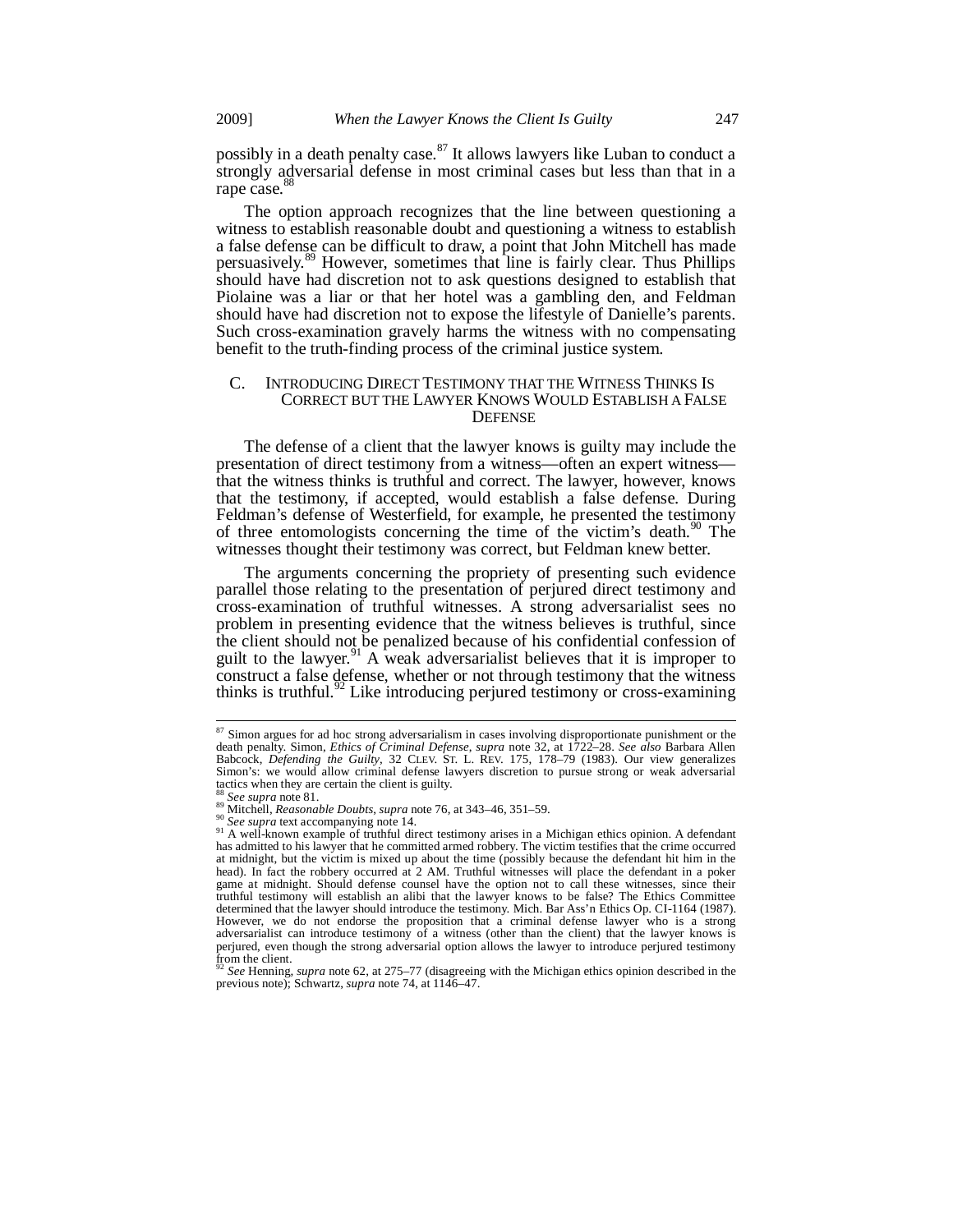possibly in a death penalty case.[87] It allows lawyers like Luban to conduct a strongly adversarial defense in most criminal cases but less than that in a rape case.[88]

The option approach recognizes that the line between questioning a witness to establish reasonable doubt and questioning a witness to establish a false defense can be difficult to draw, a point that John Mitchell has made persuasively.[89] However, sometimes that line is fairly clear. Thus Phillips should have had discretion not to ask questions designed to establish that Piolaine was a liar or that her hotel was a gambling den, and Feldman should have had discretion not to expose the lifestyle of Danielle's parents. Such cross-examination gravely harms the witness with no compensating benefit to the truth-finding process of the criminal justice system.

### C. Introducing Direct Testimony that the Witness Thinks Is Correct but the Lawyer Knows Would Establish a False Defense

The defense of a client that the lawyer knows is guilty may include the presentation of direct testimony from a witness—often an expert witness—that the witness thinks is truthful and correct. The lawyer, however, knows that the testimony, if accepted, would establish a false defense. During Feldman's defense of Westerfield, for example, he presented the testimony of three entomologists concerning the time of the victim's death.[90] The witnesses thought their testimony was correct, but Feldman knew better.

The arguments concerning the propriety of presenting such evidence parallel those relating to the presentation of perjured direct testimony and cross-examination of truthful witnesses. A strong adversarialist sees no problem in presenting evidence that the witness believes is truthful, since the client should not be penalized because of his confidential confession of guilt to the lawyer.[91] A weak adversarialist believes that it is improper to construct a false defense, whether or not through testimony that the witness thinks is truthful.[92] Like introducing perjured testimony or cross-examining

---

[87] Simon argues for ad hoc strong adversarialism in cases involving disproportionate punishment or the death penalty. Simon, *Ethics of Criminal Defense*, *supra* note 32, at 1722–28. *See also* Barbara Allen Babcock, *Defending the Guilty*, 32 Clev. St. L. Rev. 175, 178–79 (1983). Our view generalizes Simon's: we would allow criminal defense lawyers discretion to pursue strong or weak adversarial tactics when they are certain the client is guilty.

[88] *See supra* note 81.

[89] Mitchell, *Reasonable Doubts*, *supra* note 76, at 343–46, 351–59.

[90] *See supra* text accompanying note 14.

[91] A well-known example of truthful direct testimony arises in a Michigan ethics opinion. A defendant has admitted to his lawyer that he committed armed robbery. The victim testifies that the crime occurred at midnight, but the victim is mixed up about the time (possibly because the defendant hit him in the head). In fact the robbery occurred at 2 AM. Truthful witnesses will place the defendant in a poker game at midnight. Should defense counsel have the option not to call these witnesses, since their truthful testimony will establish an alibi that the lawyer knows to be false? The Ethics Committee determined that the lawyer should introduce the testimony. Mich. Bar Ass'n Ethics Op. CI-1164 (1987). However, we do not endorse the proposition that a criminal defense lawyer who is a strong adversarialist can introduce testimony of a witness (other than the client) that the lawyer knows is perjured, even though the strong adversarial option allows the lawyer to introduce perjured testimony from the client.

[92] *See* Henning, *supra* note 62, at 275–77 (disagreeing with the Michigan ethics opinion described in the previous note); Schwartz, *supra* note 74, at 1146–47.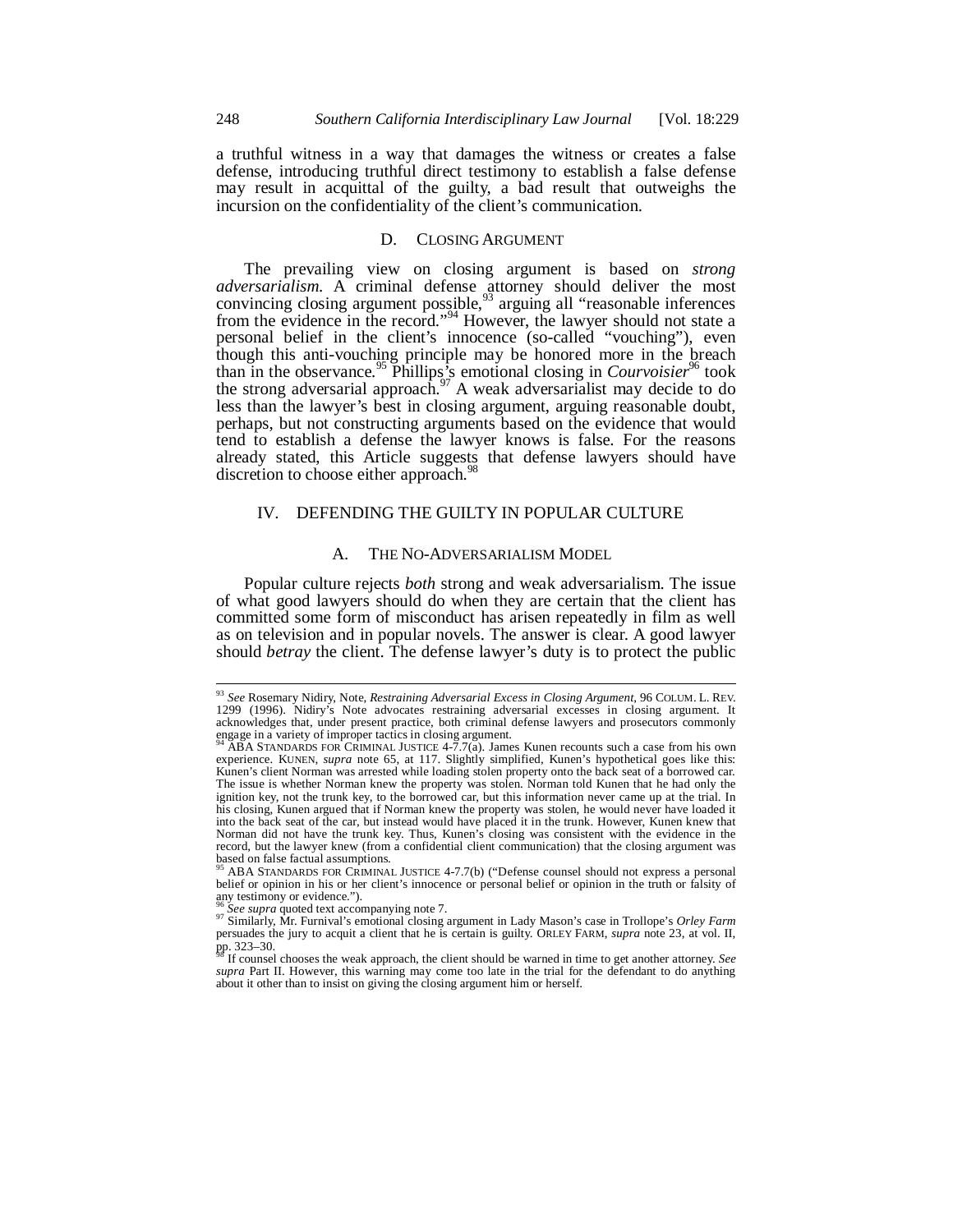a truthful witness in a way that damages the witness or creates a false defense, introducing truthful direct testimony to establish a false defense may result in acquittal of the guilty, a bad result that outweighs the incursion on the confidentiality of the client's communication.

### D. Closing Argument

The prevailing view on closing argument is based on *strong adversarialism*. A criminal defense attorney should deliver the most convincing closing argument possible,[93] arguing all "reasonable inferences from the evidence in the record."[94] However, the lawyer should not state a personal belief in the client's innocence (so-called "vouching"), even though this anti-vouching principle may be honored more in the breach than in the observance.[95] Phillips's emotional closing in *Courvoisier*[96] took the strong adversarial approach.[97] A weak adversarialist may decide to do less than the lawyer's best in closing argument, arguing reasonable doubt, perhaps, but not constructing arguments based on the evidence that would tend to establish a defense the lawyer knows is false. For the reasons already stated, this Article suggests that defense lawyers should have discretion to choose either approach.[98]

## IV. DEFENDING THE GUILTY IN POPULAR CULTURE

### A. The No-Adversarialism Model

Popular culture rejects *both* strong and weak adversarialism. The issue of what good lawyers should do when they are certain that the client has committed some form of misconduct has arisen repeatedly in film as well as on television and in popular novels. The answer is clear. A good lawyer should *betray* the client. The defense lawyer's duty is to protect the public

---

[93] *See* Rosemary Nidiry, Note, *Restraining Adversarial Excess in Closing Argument*, 96 COLUM. L. REV. 1299 (1996). Nidiry's Note advocates restraining adversarial excesses in closing argument. It acknowledges that, under present practice, both criminal defense lawyers and prosecutors commonly engage in a variety of improper tactics in closing argument.

[94] ABA STANDARDS FOR CRIMINAL JUSTICE 4-7.7(a). James Kunen recounts such a case from his own experience. KUNEN, *supra* note 65, at 117. Slightly simplified, Kunen's hypothetical goes like this: Kunen's client Norman was arrested while loading stolen property onto the back seat of a borrowed car. The issue is whether Norman knew the property was stolen. Norman told Kunen that he had only the ignition key, not the trunk key, to the borrowed car, but this information never came up at the trial. In his closing, Kunen argued that if Norman knew the property was stolen, he would never have loaded it into the back seat of the car, but instead would have placed it in the trunk. However, Kunen knew that Norman did not have the trunk key. Thus, Kunen's closing was consistent with the evidence in the record, but the lawyer knew (from a confidential client communication) that the closing argument was based on false factual assumptions.

[95] ABA STANDARDS FOR CRIMINAL JUSTICE 4-7.7(b) ("Defense counsel should not express a personal belief or opinion in his or her client's innocence or personal belief or opinion in the truth or falsity of any testimony or evidence.").

[96] *See supra* quoted text accompanying note 7.

[97] Similarly, Mr. Furnival's emotional closing argument in Lady Mason's case in Trollope's *Orley Farm* persuades the jury to acquit a client that he is certain is guilty. ORLEY FARM, *supra* note 23, at vol. II, pp. 323–30.

[98] If counsel chooses the weak approach, the client should be warned in time to get another attorney. *See supra* Part II. However, this warning may come too late in the trial for the defendant to do anything about it other than to insist on giving the closing argument him or herself.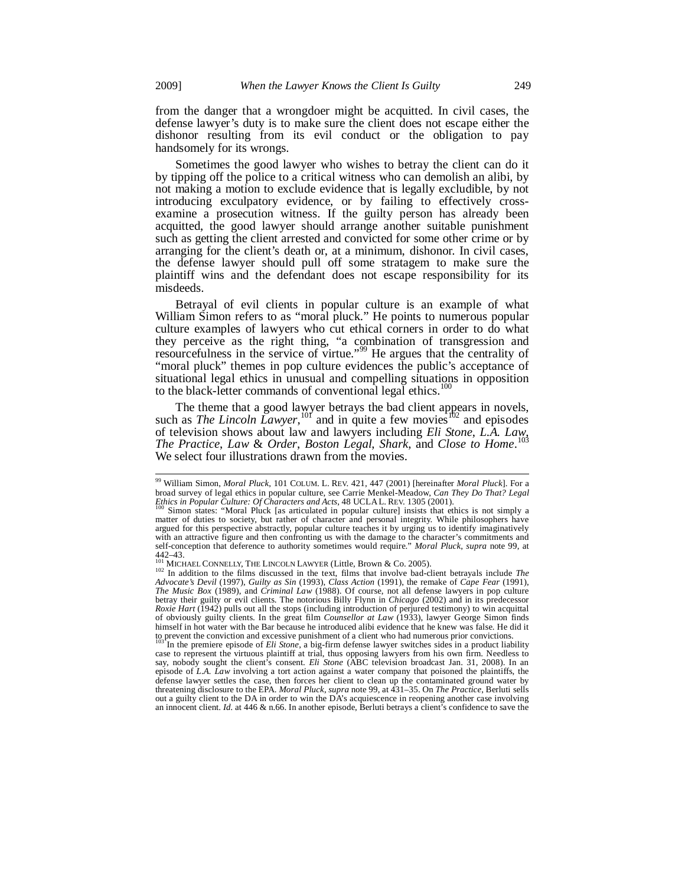from the danger that a wrongdoer might be acquitted. In civil cases, the defense lawyer's duty is to make sure the client does not escape either the dishonor resulting from its evil conduct or the obligation to pay handsomely for its wrongs.

Sometimes the good lawyer who wishes to betray the client can do it by tipping off the police to a critical witness who can demolish an alibi, by not making a motion to exclude evidence that is legally excludible, by not introducing exculpatory evidence, or by failing to effectively cross-examine a prosecution witness. If the guilty person has already been acquitted, the good lawyer should arrange another suitable punishment such as getting the client arrested and convicted for some other crime or by arranging for the client's death or, at a minimum, dishonor. In civil cases, the defense lawyer should pull off some stratagem to make sure the plaintiff wins and the defendant does not escape responsibility for its misdeeds.

Betrayal of evil clients in popular culture is an example of what William Simon refers to as "moral pluck." He points to numerous popular culture examples of lawyers who cut ethical corners in order to do what they perceive as the right thing, "a combination of transgression and resourcefulness in the service of virtue."[99] He argues that the centrality of "moral pluck" themes in pop culture evidences the public's acceptance of situational legal ethics in unusual and compelling situations in opposition to the black-letter commands of conventional legal ethics.[100]

The theme that a good lawyer betrays the bad client appears in novels, such as *The Lincoln Lawyer*,[101] and in quite a few movies[102] and episodes of television shows about law and lawyers including *Eli Stone*, *L.A. Law*, *The Practice*, *Law & Order*, *Boston Legal*, *Shark*, and *Close to Home*.[103] We select four illustrations drawn from the movies.

---

[99] William Simon, *Moral Pluck*, 101 COLUM. L. REV. 421, 447 (2001) [hereinafter *Moral Pluck*]. For a broad survey of legal ethics in popular culture, see Carrie Menkel-Meadow, *Can They Do That? Legal Ethics in Popular Culture: Of Characters and Acts*, 48 UCLA L. REV. 1305 (2001).

[100] Simon states: "Moral Pluck [as articulated in popular culture] insists that ethics is not simply a matter of duties to society, but rather of character and personal integrity. While philosophers have argued for this perspective abstractly, popular culture teaches it by urging us to identify imaginatively with an attractive figure and then confronting us with the damage to the character's commitments and self-conception that deference to authority sometimes would require." *Moral Pluck*, *supra* note 99, at 442–43.

[101] MICHAEL CONNELLY, THE LINCOLN LAWYER (Little, Brown & Co. 2005).

[102] In addition to the films discussed in the text, films that involve bad-client betrayals include *The Advocate's Devil* (1997), *Guilty as Sin* (1993), *Class Action* (1991), the remake of *Cape Fear* (1991), *The Music Box* (1989), and *Criminal Law* (1988). Of course, not all defense lawyers in pop culture betray their guilty or evil clients. The notorious Billy Flynn in *Chicago* (2002) and in its predecessor *Roxie Hart* (1942) pulls out all the stops (including introduction of perjured testimony) to win acquittal of obviously guilty clients. In the great film *Counsellor at Law* (1933), lawyer George Simon finds himself in hot water with the Bar because he introduced alibi evidence that he knew was false. He did it to prevent the conviction and excessive punishment of a client who had numerous prior convictions.

[103] In the premiere episode of *Eli Stone*, a big-firm defense lawyer switches sides in a product liability case to represent the virtuous plaintiff at trial, thus opposing lawyers from his own firm. Needless to say, nobody sought the client's consent. *Eli Stone* (ABC television broadcast Jan. 31, 2008). In an episode of *L.A. Law* involving a tort action against a water company that poisoned the plaintiffs, the defense lawyer settles the case, then forces her client to clean up the contaminated ground water by threatening disclosure to the EPA. *Moral Pluck*, *supra* note 99, at 431–35. On *The Practice*, Berluti sells out a guilty client to the DA in order to win the DA's acquiescence in reopening another case involving an innocent client. *Id.* at 446 & n.66. In another episode, Berluti betrays a client's confidence to save the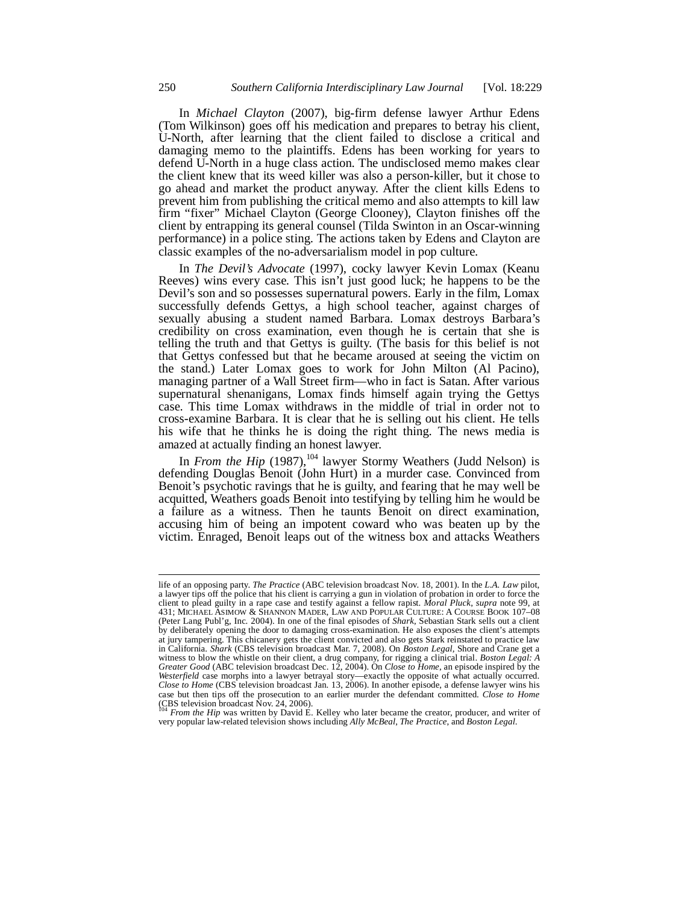In *Michael Clayton* (2007), big-firm defense lawyer Arthur Edens (Tom Wilkinson) goes off his medication and prepares to betray his client, U-North, after learning that the client failed to disclose a critical and damaging memo to the plaintiffs. Edens has been working for years to defend U-North in a huge class action. The undisclosed memo makes clear the client knew that its weed killer was also a person-killer, but it chose to go ahead and market the product anyway. After the client kills Edens to prevent him from publishing the critical memo and also attempts to kill law firm "fixer" Michael Clayton (George Clooney), Clayton finishes off the client by entrapping its general counsel (Tilda Swinton in an Oscar-winning performance) in a police sting. The actions taken by Edens and Clayton are classic examples of the no-adversarialism model in pop culture.

In *The Devil's Advocate* (1997), cocky lawyer Kevin Lomax (Keanu Reeves) wins every case. This isn't just good luck; he happens to be the Devil's son and so possesses supernatural powers. Early in the film, Lomax successfully defends Gettys, a high school teacher, against charges of sexually abusing a student named Barbara. Lomax destroys Barbara's credibility on cross examination, even though he is certain that she is telling the truth and that Gettys is guilty. (The basis for this belief is not that Gettys confessed but that he became aroused at seeing the victim on the stand.) Later Lomax goes to work for John Milton (Al Pacino), managing partner of a Wall Street firm—who in fact is Satan. After various supernatural shenanigans, Lomax finds himself again trying the Gettys case. This time Lomax withdraws in the middle of trial in order not to cross-examine Barbara. It is clear that he is selling out his client. He tells his wife that he thinks he is doing the right thing. The news media is amazed at actually finding an honest lawyer.

In *From the Hip* (1987),[104] lawyer Stormy Weathers (Judd Nelson) is defending Douglas Benoit (John Hurt) in a murder case. Convinced from Benoit's psychotic ravings that he is guilty, and fearing that he may well be acquitted, Weathers goads Benoit into testifying by telling him he would be a failure as a witness. Then he taunts Benoit on direct examination, accusing him of being an impotent coward who was beaten up by the victim. Enraged, Benoit leaps out of the witness box and attacks Weathers

---

life of an opposing party. *The Practice* (ABC television broadcast Nov. 18, 2001). In the *L.A. Law* pilot, a lawyer tips off the police that his client is carrying a gun in violation of probation in order to force the client to plead guilty in a rape case and testify against a fellow rapist. *Moral Pluck*, *supra* note 99, at 431; MICHAEL ASIMOW & SHANNON MADER, LAW AND POPULAR CULTURE: A COURSE BOOK 107–08 (Peter Lang Publ'g, Inc. 2004). In one of the final episodes of *Shark*, Sebastian Stark sells out a client by deliberately opening the door to damaging cross-examination. He also exposes the client's attempts at jury tampering. This chicanery gets the client convicted and also gets Stark reinstated to practice law in California. *Shark* (CBS television broadcast Mar. 7, 2008). On *Boston Legal*, Shore and Crane get a witness to blow the whistle on their client, a drug company, for rigging a clinical trial. *Boston Legal: A Greater Good* (ABC television broadcast Dec. 12, 2004). On *Close to Home*, an episode inspired by the *Westerfield* case morphs into a lawyer betrayal story—exactly the opposite of what actually occurred. *Close to Home* (CBS television broadcast Jan. 13, 2006). In another episode, a defense lawyer wins his case but then tips off the prosecution to an earlier murder the defendant committed. *Close to Home* (CBS television broadcast Nov. 24, 2006).

[104] *From the Hip* was written by David E. Kelley who later became the creator, producer, and writer of very popular law-related television shows including *Ally McBeal*, *The Practice*, and *Boston Legal*.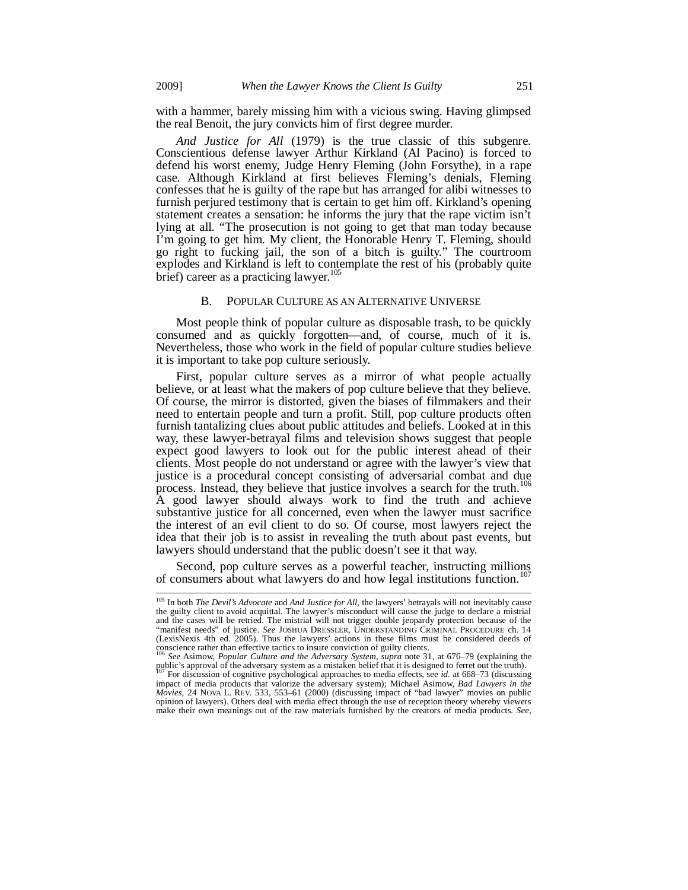with a hammer, barely missing him with a vicious swing. Having glimpsed the real Benoit, the jury convicts him of first degree murder.

*And Justice for All* (1979) is the true classic of this subgenre. Conscientious defense lawyer Arthur Kirkland (Al Pacino) is forced to defend his worst enemy, Judge Henry Fleming (John Forsythe), in a rape case. Although Kirkland at first believes Fleming's denials, Fleming confesses that he is guilty of the rape but has arranged for alibi witnesses to furnish perjured testimony that is certain to get him off. Kirkland's opening statement creates a sensation: he informs the jury that the rape victim isn't lying at all. "The prosecution is not going to get that man today because I'm going to get him. My client, the Honorable Henry T. Fleming, should go right to fucking jail, the son of a bitch is guilty." The courtroom explodes and Kirkland is left to contemplate the rest of his (probably quite brief) career as a practicing lawyer.[105]

### B. Popular Culture as an Alternative Universe

Most people think of popular culture as disposable trash, to be quickly consumed and as quickly forgotten—and, of course, much of it is. Nevertheless, those who work in the field of popular culture studies believe it is important to take pop culture seriously.

First, popular culture serves as a mirror of what people actually believe, or at least what the makers of pop culture believe that they believe. Of course, the mirror is distorted, given the biases of filmmakers and their need to entertain people and turn a profit. Still, pop culture products often furnish tantalizing clues about public attitudes and beliefs. Looked at in this way, these lawyer-betrayal films and television shows suggest that people expect good lawyers to look out for the public interest ahead of their clients. Most people do not understand or agree with the lawyer's view that justice is a procedural concept consisting of adversarial combat and due process. Instead, they believe that justice involves a search for the truth.[106] A good lawyer should always work to find the truth and achieve substantive justice for all concerned, even when the lawyer must sacrifice the interest of an evil client to do so. Of course, most lawyers reject the idea that their job is to assist in revealing the truth about past events, but lawyers should understand that the public doesn't see it that way.

Second, pop culture serves as a powerful teacher, instructing millions of consumers about what lawyers do and how legal institutions function.[107]

---

[105] In both *The Devil's Advocate* and *And Justice for All*, the lawyers' betrayals will not inevitably cause the guilty client to avoid acquittal. The lawyer's misconduct will cause the judge to declare a mistrial and the cases will be retried. The mistrial will not trigger double jeopardy protection because of the "manifest needs" of justice. *See* JOSHUA DRESSLER, UNDERSTANDING CRIMINAL PROCEDURE ch. 14 (LexisNexis 4th ed. 2005). Thus the lawyers' actions in these films must be considered deeds of conscience rather than effective tactics to insure conviction of guilty clients.

[106] *See* Asimow, *Popular Culture and the Adversary System*, *supra* note 31, at 676–79 (explaining the public's approval of the adversary system as a mistaken belief that it is designed to ferret out the truth).

[107] For discussion of cognitive psychological approaches to media effects, see *id.* at 668–73 (discussing impact of media products that valorize the adversary system); Michael Asimow, *Bad Lawyers in the Movies*, 24 NOVA L. REV. 533, 553–61 (2000) (discussing impact of "bad lawyer" movies on public opinion of lawyers). Others deal with media effect through the use of reception theory whereby viewers make their own meanings out of the raw materials furnished by the creators of media products. *See,*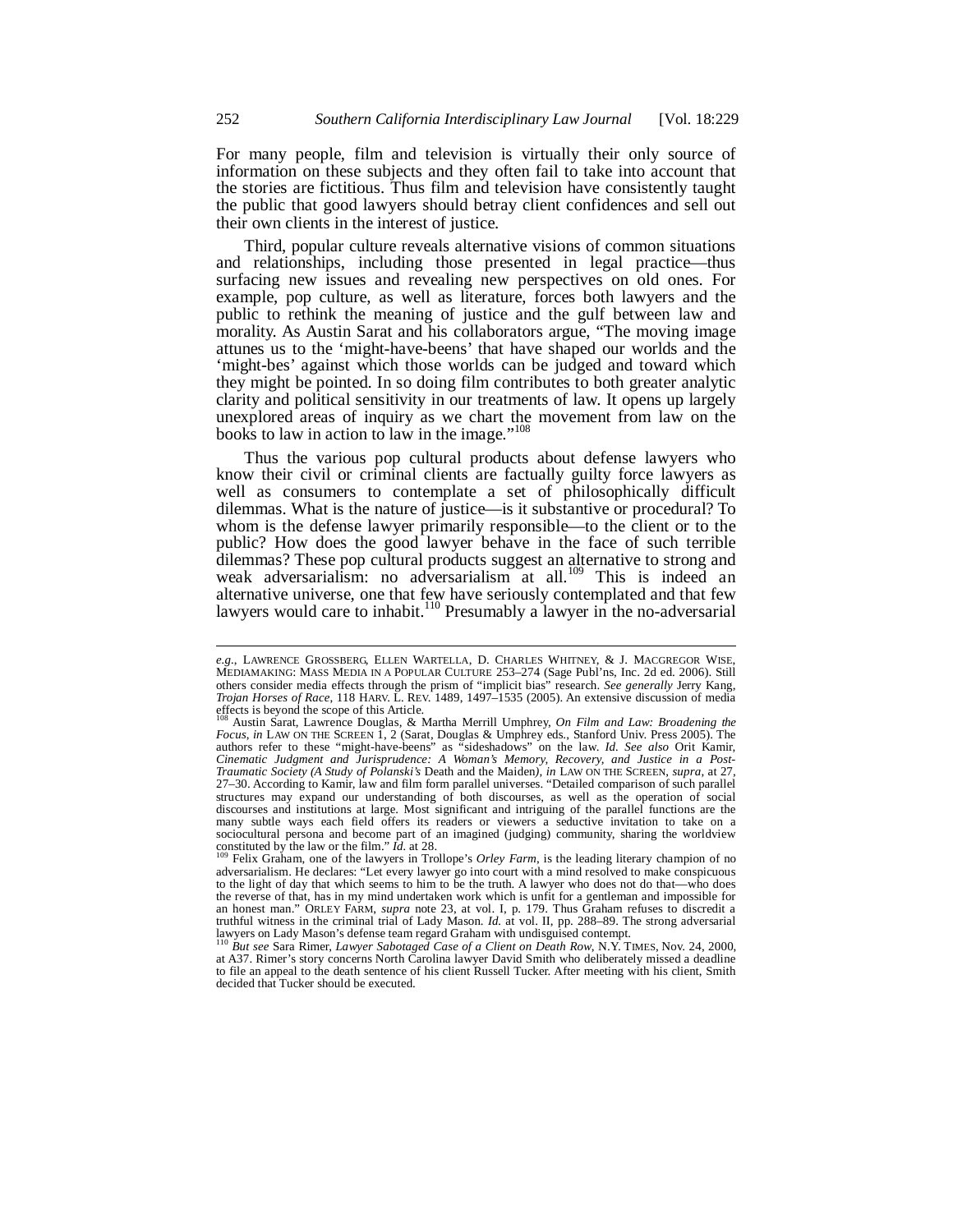For many people, film and television is virtually their only source of information on these subjects and they often fail to take into account that the stories are fictitious. Thus film and television have consistently taught the public that good lawyers should betray client confidences and sell out their own clients in the interest of justice.

Third, popular culture reveals alternative visions of common situations and relationships, including those presented in legal practice—thus surfacing new issues and revealing new perspectives on old ones. For example, pop culture, as well as literature, forces both lawyers and the public to rethink the meaning of justice and the gulf between law and morality. As Austin Sarat and his collaborators argue, "The moving image attunes us to the 'might-have-beens' that have shaped our worlds and the 'might-bes' against which those worlds can be judged and toward which they might be pointed. In so doing film contributes to both greater analytic clarity and political sensitivity in our treatments of law. It opens up largely unexplored areas of inquiry as we chart the movement from law on the books to law in action to law in the image."[108]

Thus the various pop cultural products about defense lawyers who know their civil or criminal clients are factually guilty force lawyers as well as consumers to contemplate a set of philosophically difficult dilemmas. What is the nature of justice—is it substantive or procedural? To whom is the defense lawyer primarily responsible—to the client or to the public? How does the good lawyer behave in the face of such terrible dilemmas? These pop cultural products suggest an alternative to strong and weak adversarialism: no adversarialism at all.[109] This is indeed an alternative universe, one that few have seriously contemplated and that few lawyers would care to inhabit.[110] Presumably a lawyer in the no-adversarial

---

*e.g.*, LAWRENCE GROSSBERG, ELLEN WARTELLA, D. CHARLES WHITNEY, & J. MACGREGOR WISE, MEDIAMAKING: MASS MEDIA IN A POPULAR CULTURE 253–274 (Sage Publ'ns, Inc. 2d ed. 2006). Still others consider media effects through the prism of "implicit bias" research. *See generally* Jerry Kang, *Trojan Horses of Race*, 118 HARV. L. REV. 1489, 1497–1535 (2005). An extensive discussion of media effects is beyond the scope of this Article.

[108] Austin Sarat, Lawrence Douglas, & Martha Merrill Umphrey, *On Film and Law: Broadening the Focus*, *in* LAW ON THE SCREEN 1, 2 (Sarat, Douglas & Umphrey eds., Stanford Univ. Press 2005). The authors refer to these "might-have-beens" as "sideshadows" on the law. *Id. See also* Orit Kamir, *Cinematic Judgment and Jurisprudence: A Woman's Memory, Recovery, and Justice in a Post-Traumatic Society (A Study of Polanski's* Death and the Maiden*)*, *in* LAW ON THE SCREEN, *supra*, at 27, 27–30. According to Kamir, law and film form parallel universes. "Detailed comparison of such parallel structures may expand our understanding of both discourses, as well as the operation of social discourses and institutions at large. Most significant and intriguing of the parallel functions are the many subtle ways each field offers its readers or viewers a seductive invitation to take on a sociocultural persona and become part of an imagined (judging) community, sharing the worldview constituted by the law or the film." *Id.* at 28.

[109] Felix Graham, one of the lawyers in Trollope's *Orley Farm*, is the leading literary champion of no adversarialism. He declares: "Let every lawyer go into court with a mind resolved to make conspicuous to the light of day that which seems to him to be the truth. A lawyer who does not do that—who does the reverse of that, has in my mind undertaken work which is unfit for a gentleman and impossible for an honest man." ORLEY FARM, *supra* note 23, at vol. I, p. 179. Thus Graham refuses to discredit a truthful witness in the criminal trial of Lady Mason. *Id.* at vol. II, pp. 288–89. The strong adversarial lawyers on Lady Mason's defense team regard Graham with undisguised contempt.

[110] *But see* Sara Rimer, *Lawyer Sabotaged Case of a Client on Death Row*, N.Y. TIMES, Nov. 24, 2000, at A37. Rimer's story concerns North Carolina lawyer David Smith who deliberately missed a deadline to file an appeal to the death sentence of his client Russell Tucker. After meeting with his client, Smith decided that Tucker should be executed.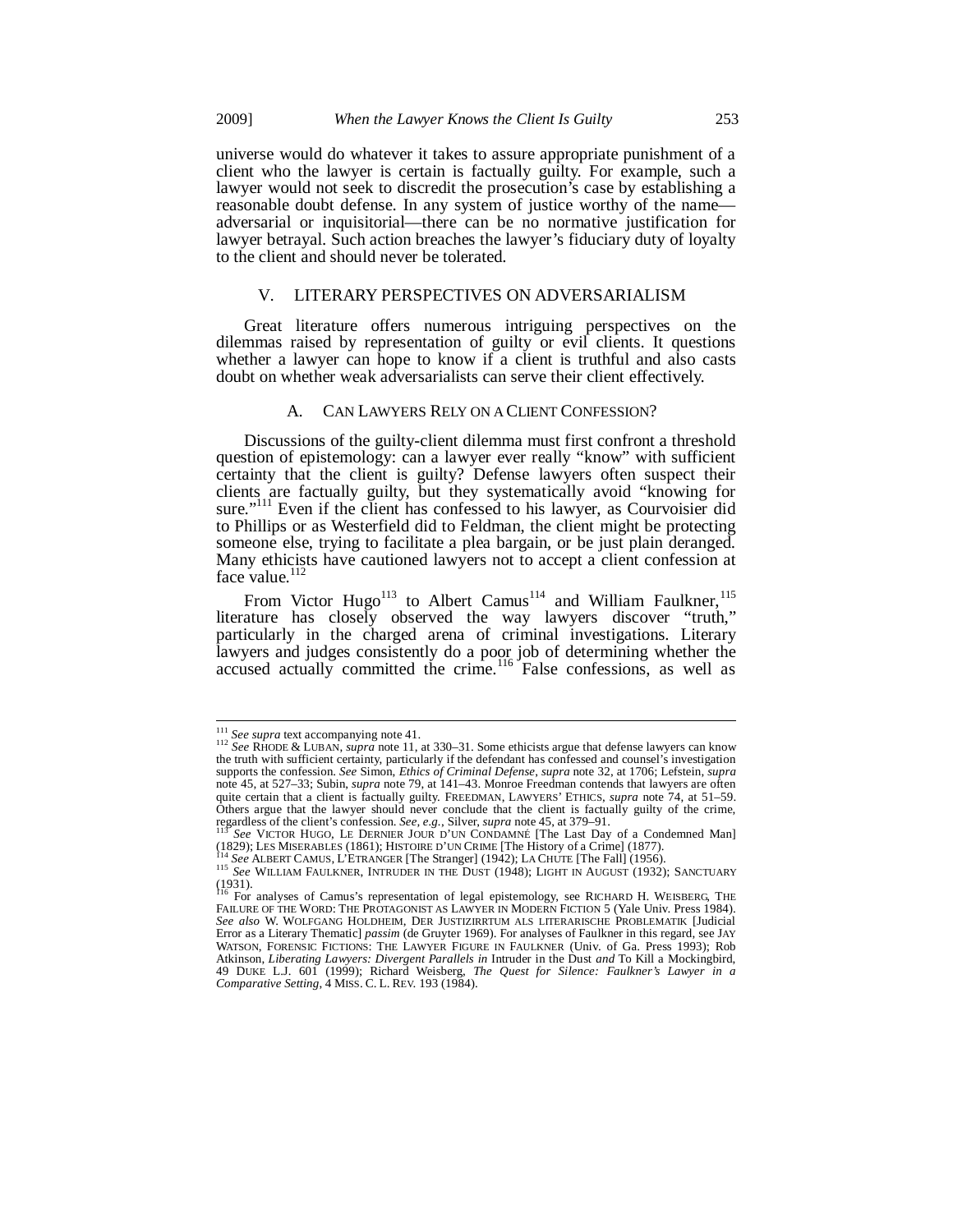universe would do whatever it takes to assure appropriate punishment of a client who the lawyer is certain is factually guilty. For example, such a lawyer would not seek to discredit the prosecution's case by establishing a reasonable doubt defense. In any system of justice worthy of the name—adversarial or inquisitorial—there can be no normative justification for lawyer betrayal. Such action breaches the lawyer's fiduciary duty of loyalty to the client and should never be tolerated.

## V. LITERARY PERSPECTIVES ON ADVERSARIALISM

Great literature offers numerous intriguing perspectives on the dilemmas raised by representation of guilty or evil clients. It questions whether a lawyer can hope to know if a client is truthful and also casts doubt on whether weak adversarialists can serve their client effectively.

### A. CAN LAWYERS RELY ON A CLIENT CONFESSION?

Discussions of the guilty-client dilemma must first confront a threshold question of epistemology: can a lawyer ever really "know" with sufficient certainty that the client is guilty? Defense lawyers often suspect their clients are factually guilty, but they systematically avoid "knowing for sure."[111] Even if the client has confessed to his lawyer, as Courvoisier did to Phillips or as Westerfield did to Feldman, the client might be protecting someone else, trying to facilitate a plea bargain, or be just plain deranged. Many ethicists have cautioned lawyers not to accept a client confession at face value.[112]

From Victor Hugo[113] to Albert Camus[114] and William Faulkner,[115] literature has closely observed the way lawyers discover "truth," particularly in the charged arena of criminal investigations. Literary lawyers and judges consistently do a poor job of determining whether the accused actually committed the crime.[116] False confessions, as well as

---

[111] *See supra* text accompanying note 41.

[112] *See* RHODE & LUBAN, *supra* note 11, at 330–31. Some ethicists argue that defense lawyers can know the truth with sufficient certainty, particularly if the defendant has confessed and counsel's investigation supports the confession. *See* Simon, *Ethics of Criminal Defense*, *supra* note 32, at 1706; Lefstein, *supra* note 45, at 527–33; Subin, *supra* note 79, at 141–43. Monroe Freedman contends that lawyers are often quite certain that a client is factually guilty. FREEDMAN, LAWYERS' ETHICS, *supra* note 74, at 51–59. Others argue that the lawyer should never conclude that the client is factually guilty of the crime, regardless of the client's confession. *See, e.g.*, Silver, *supra* note 45, at 379–91.

[113] *See* VICTOR HUGO, LE DERNIER JOUR D'UN CONDAMNÉ [The Last Day of a Condemned Man] (1829); LES MISERABLES (1861); HISTOIRE D'UN CRIME [The History of a Crime] (1877).

[114] *See* ALBERT CAMUS, L'ETRANGER [The Stranger] (1942); LA CHUTE [The Fall] (1956).

[115] *See* WILLIAM FAULKNER, INTRUDER IN THE DUST (1948); LIGHT IN AUGUST (1932); SANCTUARY (1931).

[116] For analyses of Camus's representation of legal epistemology, see RICHARD H. WEISBERG, THE FAILURE OF THE WORD: THE PROTAGONIST AS LAWYER IN MODERN FICTION 5 (Yale Univ. Press 1984). *See also* W. WOLFGANG HOLDHEIM, DER JUSTIZIRRTUM ALS LITERARISCHE PROBLEMATIK [Judicial Error as a Literary Thematic] *passim* (de Gruyter 1969). For analyses of Faulkner in this regard, see JAY WATSON, FORENSIC FICTIONS: THE LAWYER FIGURE IN FAULKNER (Univ. of Ga. Press 1993); Rob Atkinson, *Liberating Lawyers: Divergent Parallels in* Intruder in the Dust *and* To Kill a Mockingbird, 49 DUKE L.J. 601 (1999); Richard Weisberg, *The Quest for Silence: Faulkner's Lawyer in a Comparative Setting*, 4 MISS. C. L. REV. 193 (1984).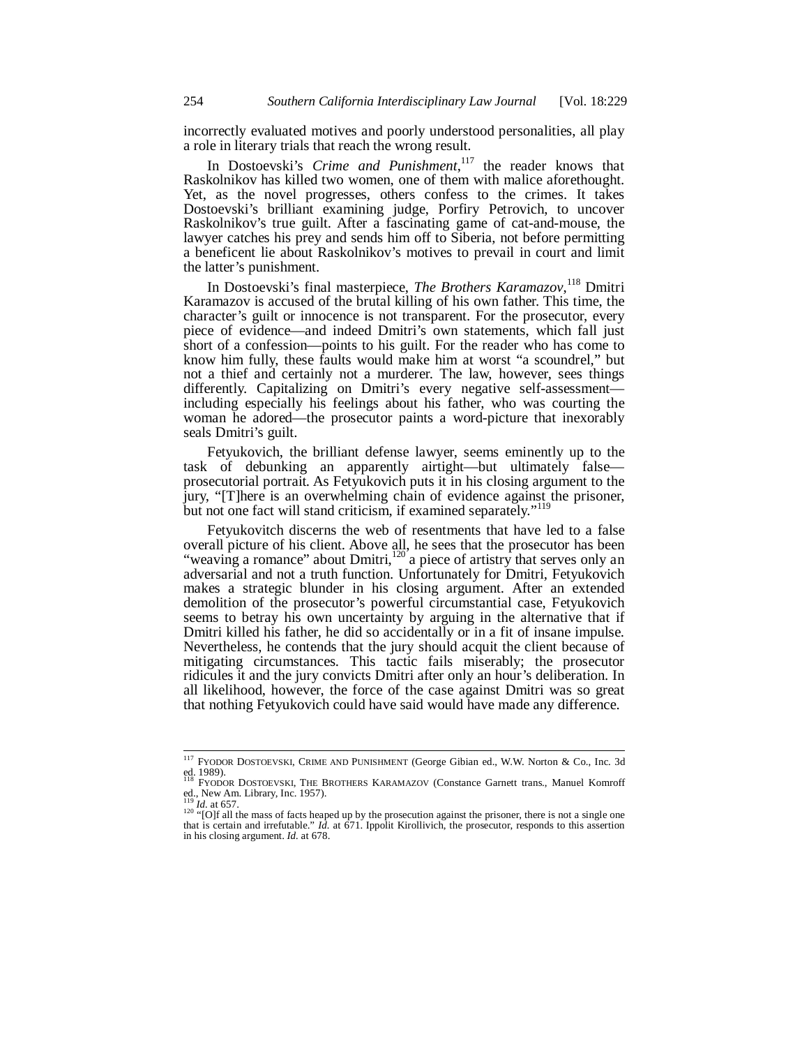incorrectly evaluated motives and poorly understood personalities, all play a role in literary trials that reach the wrong result.

In Dostoevski's *Crime and Punishment*,[117] the reader knows that Raskolnikov has killed two women, one of them with malice aforethought. Yet, as the novel progresses, others confess to the crimes. It takes Dostoevski's brilliant examining judge, Porfiry Petrovich, to uncover Raskolnikov's true guilt. After a fascinating game of cat-and-mouse, the lawyer catches his prey and sends him off to Siberia, not before permitting a beneficent lie about Raskolnikov's motives to prevail in court and limit the latter's punishment.

In Dostoevski's final masterpiece, *The Brothers Karamazov*,[118] Dmitri Karamazov is accused of the brutal killing of his own father. This time, the character's guilt or innocence is not transparent. For the prosecutor, every piece of evidence—and indeed Dmitri's own statements, which fall just short of a confession—points to his guilt. For the reader who has come to know him fully, these faults would make him at worst "a scoundrel," but not a thief and certainly not a murderer. The law, however, sees things differently. Capitalizing on Dmitri's every negative self-assessment—including especially his feelings about his father, who was courting the woman he adored—the prosecutor paints a word-picture that inexorably seals Dmitri's guilt.

Fetyukovich, the brilliant defense lawyer, seems eminently up to the task of debunking an apparently airtight—but ultimately false—prosecutorial portrait. As Fetyukovich puts it in his closing argument to the jury, "[T]here is an overwhelming chain of evidence against the prisoner, but not one fact will stand criticism, if examined separately."[119]

Fetyukovitch discerns the web of resentments that have led to a false overall picture of his client. Above all, he sees that the prosecutor has been "weaving a romance" about Dmitri,[120] a piece of artistry that serves only an adversarial and not a truth function. Unfortunately for Dmitri, Fetyukovich makes a strategic blunder in his closing argument. After an extended demolition of the prosecutor's powerful circumstantial case, Fetyukovich seems to betray his own uncertainty by arguing in the alternative that if Dmitri killed his father, he did so accidentally or in a fit of insane impulse. Nevertheless, he contends that the jury should acquit the client because of mitigating circumstances. This tactic fails miserably; the prosecutor ridicules it and the jury convicts Dmitri after only an hour's deliberation. In all likelihood, however, the force of the case against Dmitri was so great that nothing Fetyukovich could have said would have made any difference.

---

[117] FYODOR DOSTOEVSKI, CRIME AND PUNISHMENT (George Gibian ed., W.W. Norton & Co., Inc. 3d ed. 1989).

[118] FYODOR DOSTOEVSKI, THE BROTHERS KARAMAZOV (Constance Garnett trans., Manuel Komroff ed., New Am. Library, Inc. 1957).

[119] *Id.* at 657.

[120] "[O]f all the mass of facts heaped up by the prosecution against the prisoner, there is not a single one that is certain and irrefutable." *Id.* at 671. Ippolit Kirollivich, the prosecutor, responds to this assertion in his closing argument. *Id.* at 678.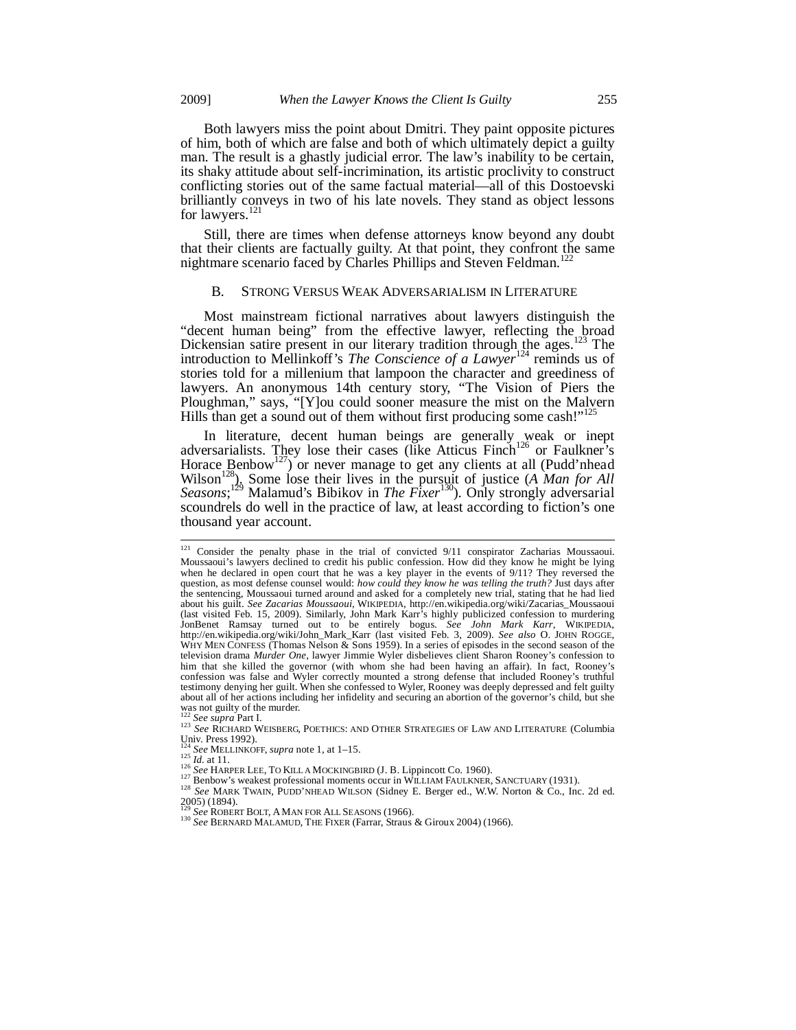Both lawyers miss the point about Dmitri. They paint opposite pictures of him, both of which are false and both of which ultimately depict a guilty man. The result is a ghastly judicial error. The law's inability to be certain, its shaky attitude about self-incrimination, its artistic proclivity to construct conflicting stories out of the same factual material—all of this Dostoevski brilliantly conveys in two of his late novels. They stand as object lessons for lawyers.[121]

Still, there are times when defense attorneys know beyond any doubt that their clients are factually guilty. At that point, they confront the same nightmare scenario faced by Charles Phillips and Steven Feldman.[122]

### B. STRONG VERSUS WEAK ADVERSARIALISM IN LITERATURE

Most mainstream fictional narratives about lawyers distinguish the "decent human being" from the effective lawyer, reflecting the broad Dickensian satire present in our literary tradition through the ages.[123] The introduction to Mellinkoff's *The Conscience of a Lawyer*[124] reminds us of stories told for a millenium that lampoon the character and greediness of lawyers. An anonymous 14th century story, "The Vision of Piers the Ploughman," says, "[Y]ou could sooner measure the mist on the Malvern Hills than get a sound out of them without first producing some cash!"[125]

In literature, decent human beings are generally weak or inept adversarialists. They lose their cases (like Atticus Finch[126] or Faulkner's Horace Benbow[127]) or never manage to get any clients at all (Pudd'nhead Wilson[128]). Some lose their lives in the pursuit of justice (*A Man for All Seasons*;[129] Malamud's Bibikov in *The Fixer*[130]). Only strongly adversarial scoundrels do well in the practice of law, at least according to fiction's one thousand year account.

---

[121] Consider the penalty phase in the trial of convicted 9/11 conspirator Zacharias Moussaoui. Moussaoui's lawyers declined to credit his public confession. How did they know he might be lying when he declared in open court that he was a key player in the events of 9/11? They reversed the question, as most defense counsel would: *how could they know he was telling the truth?* Just days after the sentencing, Moussaoui turned around and asked for a completely new trial, stating that he had lied about his guilt. *See Zacarias Moussaoui*, WIKIPEDIA, http://en.wikipedia.org/wiki/Zacarias_Moussaoui (last visited Feb. 15, 2009). Similarly, John Mark Karr's highly publicized confession to murdering JonBenet Ramsay turned out to be entirely bogus. *See John Mark Karr*, WIKIPEDIA, http://en.wikipedia.org/wiki/John_Mark_Karr (last visited Feb. 3, 2009). *See also* O. JOHN ROGGE, WHY MEN CONFESS (Thomas Nelson & Sons 1959). In a series of episodes in the second season of the television drama *Murder One*, lawyer Jimmie Wyler disbelieves client Sharon Rooney's confession to him that she killed the governor (with whom she had been having an affair). In fact, Rooney's confession was false and Wyler correctly mounted a strong defense that included Rooney's truthful testimony denying her guilt. When she confessed to Wyler, Rooney was deeply depressed and felt guilty about all of her actions including her infidelity and securing an abortion of the governor's child, but she was not guilty of the murder.

[122] *See supra* Part I.

[123] *See* RICHARD WEISBERG, POETHICS: AND OTHER STRATEGIES OF LAW AND LITERATURE (Columbia Univ. Press 1992).

[124] *See* MELLINKOFF, *supra* note 1, at 1–15.

[125] *Id.* at 11.

[126] *See* HARPER LEE, TO KILL A MOCKINGBIRD (J. B. Lippincott Co. 1960).

[127] Benbow's weakest professional moments occur in WILLIAM FAULKNER, SANCTUARY (1931).

[128] *See* MARK TWAIN, PUDD'NHEAD WILSON (Sidney E. Berger ed., W.W. Norton & Co., Inc. 2d ed. 2005) (1894).

[129] *See* ROBERT BOLT, A MAN FOR ALL SEASONS (1966).

[130] *See* BERNARD MALAMUD, THE FIXER (Farrar, Straus & Giroux 2004) (1966).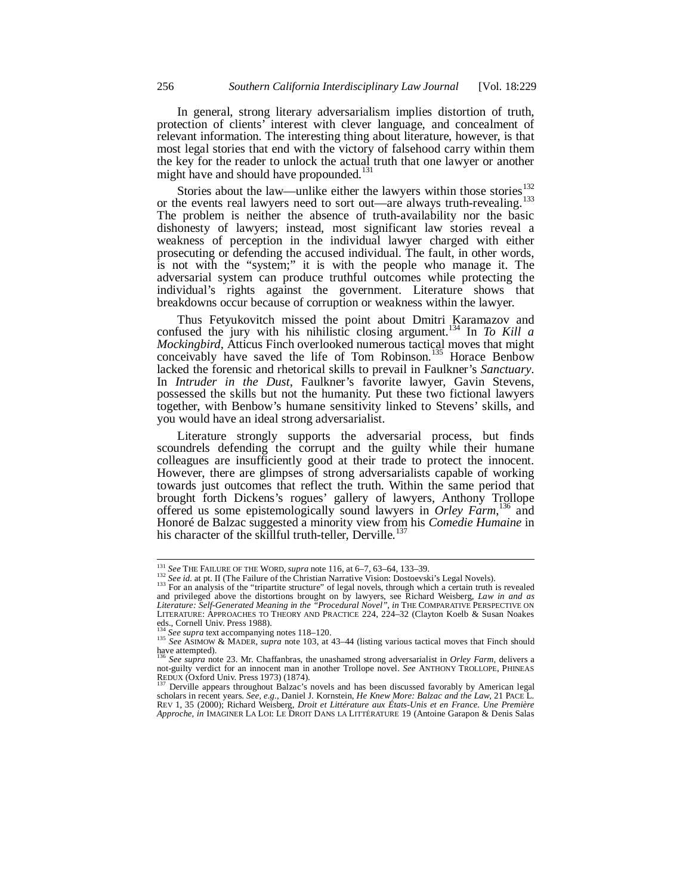In general, strong literary adversarialism implies distortion of truth, protection of clients' interest with clever language, and concealment of relevant information. The interesting thing about literature, however, is that most legal stories that end with the victory of falsehood carry within them the key for the reader to unlock the actual truth that one lawyer or another might have and should have propounded.[131]

Stories about the law—unlike either the lawyers within those stories[132] or the events real lawyers need to sort out—are always truth-revealing.[133] The problem is neither the absence of truth-availability nor the basic dishonesty of lawyers; instead, most significant law stories reveal a weakness of perception in the individual lawyer charged with either prosecuting or defending the accused individual. The fault, in other words, is not with the "system;" it is with the people who manage it. The adversarial system can produce truthful outcomes while protecting the individual's rights against the government. Literature shows that breakdowns occur because of corruption or weakness within the lawyer.

Thus Fetyukovitch missed the point about Dmitri Karamazov and confused the jury with his nihilistic closing argument.[134] In *To Kill a Mockingbird*, Atticus Finch overlooked numerous tactical moves that might conceivably have saved the life of Tom Robinson.[135] Horace Benbow lacked the forensic and rhetorical skills to prevail in Faulkner's *Sanctuary*. In *Intruder in the Dust*, Faulkner's favorite lawyer, Gavin Stevens, possessed the skills but not the humanity. Put these two fictional lawyers together, with Benbow's humane sensitivity linked to Stevens' skills, and you would have an ideal strong adversarialist.

Literature strongly supports the adversarial process, but finds scoundrels defending the corrupt and the guilty while their humane colleagues are insufficiently good at their trade to protect the innocent. However, there are glimpses of strong adversarialists capable of working towards just outcomes that reflect the truth. Within the same period that brought forth Dickens's rogues' gallery of lawyers, Anthony Trollope offered us some epistemologically sound lawyers in *Orley Farm*,[136] and Honoré de Balzac suggested a minority view from his *Comedie Humaine* in his character of the skillful truth-teller, Derville.[137]

---

[131] *See* THE FAILURE OF THE WORD, *supra* note 116, at 6–7, 63–64, 133–39.

[132] *See id.* at pt. II (The Failure of the Christian Narrative Vision: Dostoevski's Legal Novels).

[133] For an analysis of the "tripartite structure" of legal novels, through which a certain truth is revealed and privileged above the distortions brought on by lawyers, see Richard Weisberg, *Law in and as Literature: Self-Generated Meaning in the "Procedural Novel"*, *in* THE COMPARATIVE PERSPECTIVE ON LITERATURE: APPROACHES TO THEORY AND PRACTICE 224, 224–32 (Clayton Koelb & Susan Noakes eds., Cornell Univ. Press 1988).

[134] *See supra* text accompanying notes 118–120.

[135] *See* ASIMOW & MADER, *supra* note 103, at 43–44 (listing various tactical moves that Finch should have attempted).

[136] *See supra* note 23. Mr. Chaffanbras, the unashamed strong adversarialist in *Orley Farm*, delivers a not-guilty verdict for an innocent man in another Trollope novel. *See* ANTHONY TROLLOPE, PHINEAS REDUX (Oxford Univ. Press 1973) (1874).

[137] Derville appears throughout Balzac's novels and has been discussed favorably by American legal scholars in recent years. *See, e.g.*, Daniel J. Kornstein, *He Knew More: Balzac and the Law*, 21 PACE L. REV 1, 35 (2000); Richard Weisberg, *Droit et Littérature aux États-Unis et en France. Une Première Approche*, *in* IMAGINER LA LOI: LE DROIT DANS LA LITTÉRATURE 19 (Antoine Garapon & Denis Salas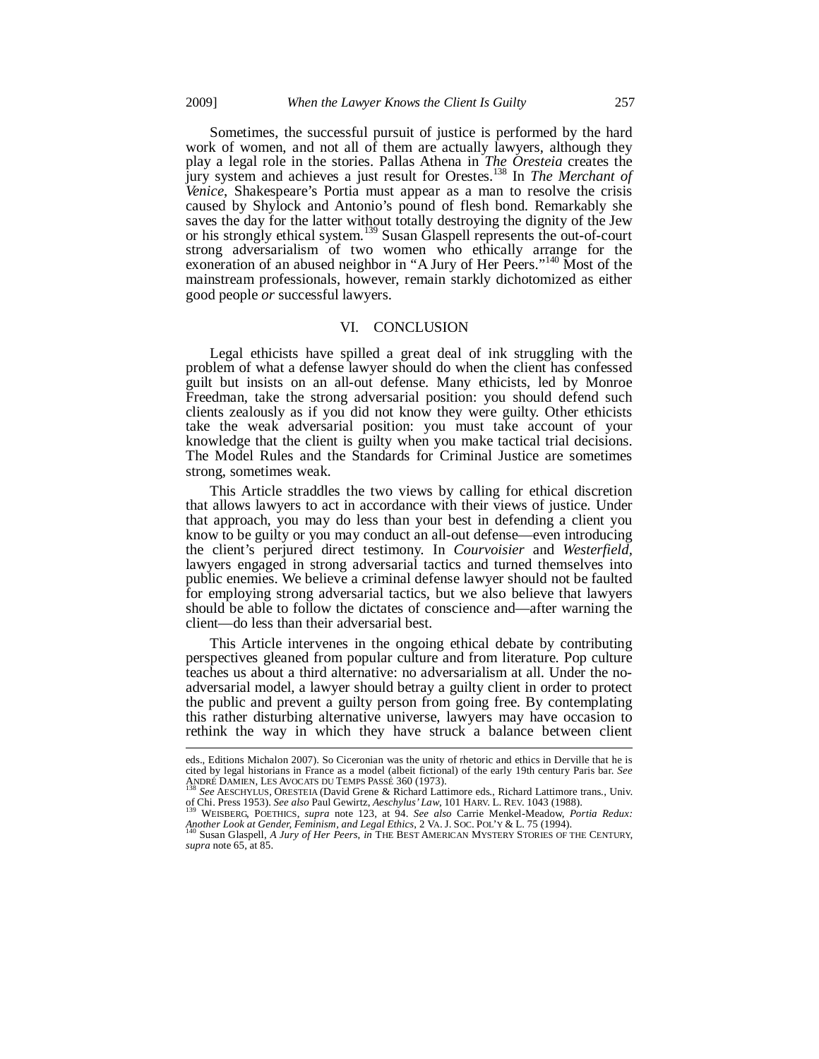Sometimes, the successful pursuit of justice is performed by the hard work of women, and not all of them are actually lawyers, although they play a legal role in the stories. Pallas Athena in *The Oresteia* creates the jury system and achieves a just result for Orestes.[138] In *The Merchant of Venice*, Shakespeare's Portia must appear as a man to resolve the crisis caused by Shylock and Antonio's pound of flesh bond. Remarkably she saves the day for the latter without totally destroying the dignity of the Jew or his strongly ethical system.[139] Susan Glaspell represents the out-of-court strong adversarialism of two women who ethically arrange for the exoneration of an abused neighbor in "A Jury of Her Peers."[140] Most of the mainstream professionals, however, remain starkly dichotomized as either good people *or* successful lawyers.

## VI. CONCLUSION

Legal ethicists have spilled a great deal of ink struggling with the problem of what a defense lawyer should do when the client has confessed guilt but insists on an all-out defense. Many ethicists, led by Monroe Freedman, take the strong adversarial position: you should defend such clients zealously as if you did not know they were guilty. Other ethicists take the weak adversarial position: you must take account of your knowledge that the client is guilty when you make tactical trial decisions. The Model Rules and the Standards for Criminal Justice are sometimes strong, sometimes weak.

This Article straddles the two views by calling for ethical discretion that allows lawyers to act in accordance with their views of justice. Under that approach, you may do less than your best in defending a client you know to be guilty or you may conduct an all-out defense—even introducing the client's perjured direct testimony. In *Courvoisier* and *Westerfield*, lawyers engaged in strong adversarial tactics and turned themselves into public enemies. We believe a criminal defense lawyer should not be faulted for employing strong adversarial tactics, but we also believe that lawyers should be able to follow the dictates of conscience and—after warning the client—do less than their adversarial best.

This Article intervenes in the ongoing ethical debate by contributing perspectives gleaned from popular culture and from literature. Pop culture teaches us about a third alternative: no adversarialism at all. Under the no-adversarial model, a lawyer should betray a guilty client in order to protect the public and prevent a guilty person from going free. By contemplating this rather disturbing alternative universe, lawyers may have occasion to rethink the way in which they have struck a balance between client

---

eds., Editions Michalon 2007). So Ciceronian was the unity of rhetoric and ethics in Derville that he is cited by legal historians in France as a model (albeit fictional) of the early 19th century Paris bar. *See* ANDRÉ DAMIEN, LES AVOCATS DU TEMPS PASSÉ 360 (1973).

[138] *See* AESCHYLUS, ORESTEIA (David Grene & Richard Lattimore eds., Richard Lattimore trans., Univ. of Chi. Press 1953). *See also* Paul Gewirtz, *Aeschylus' Law*, 101 HARV. L. REV. 1043 (1988).

[139] WEISBERG, POETHICS, *supra* note 123, at 94. *See also* Carrie Menkel-Meadow, *Portia Redux: Another Look at Gender, Feminism, and Legal Ethics*, 2 VA. J. SOC. POL'Y & L. 75 (1994).

[140] Susan Glaspell, *A Jury of Her Peers*, *in* THE BEST AMERICAN MYSTERY STORIES OF THE CENTURY, *supra* note 65, at 85.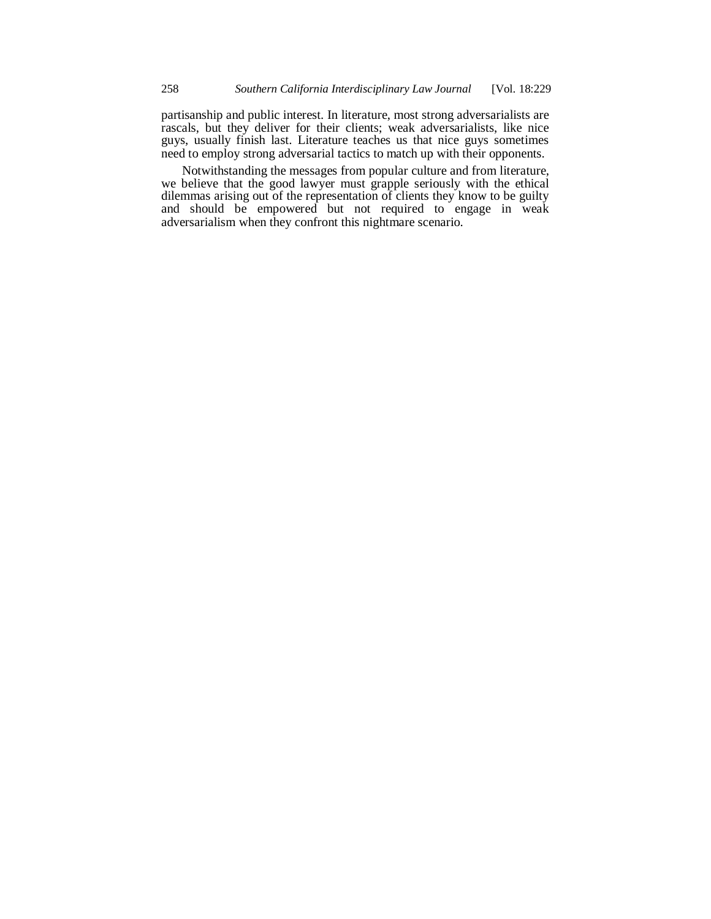partisanship and public interest. In literature, most strong adversarialists are rascals, but they deliver for their clients; weak adversarialists, like nice guys, usually finish last. Literature teaches us that nice guys sometimes need to employ strong adversarial tactics to match up with their opponents.

Notwithstanding the messages from popular culture and from literature, we believe that the good lawyer must grapple seriously with the ethical dilemmas arising out of the representation of clients they know to be guilty and should be empowered but not required to engage in weak adversarialism when they confront this nightmare scenario.